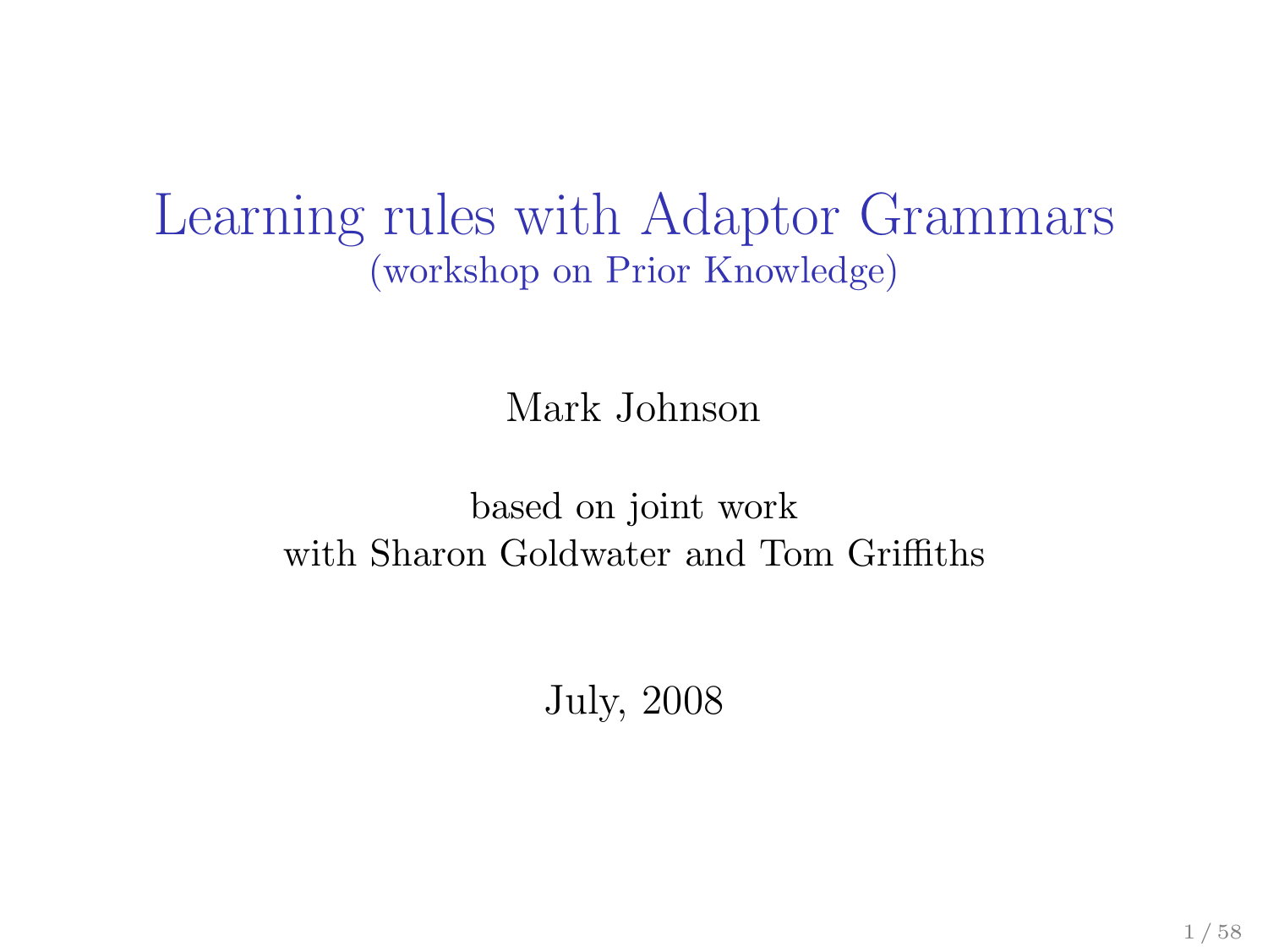# Learning rules with Adaptor Grammars

(workshop on Prior Knowledge)

Mark Johnson

based on joint work
with Sharon Goldwater and Tom Griffiths

July, 2008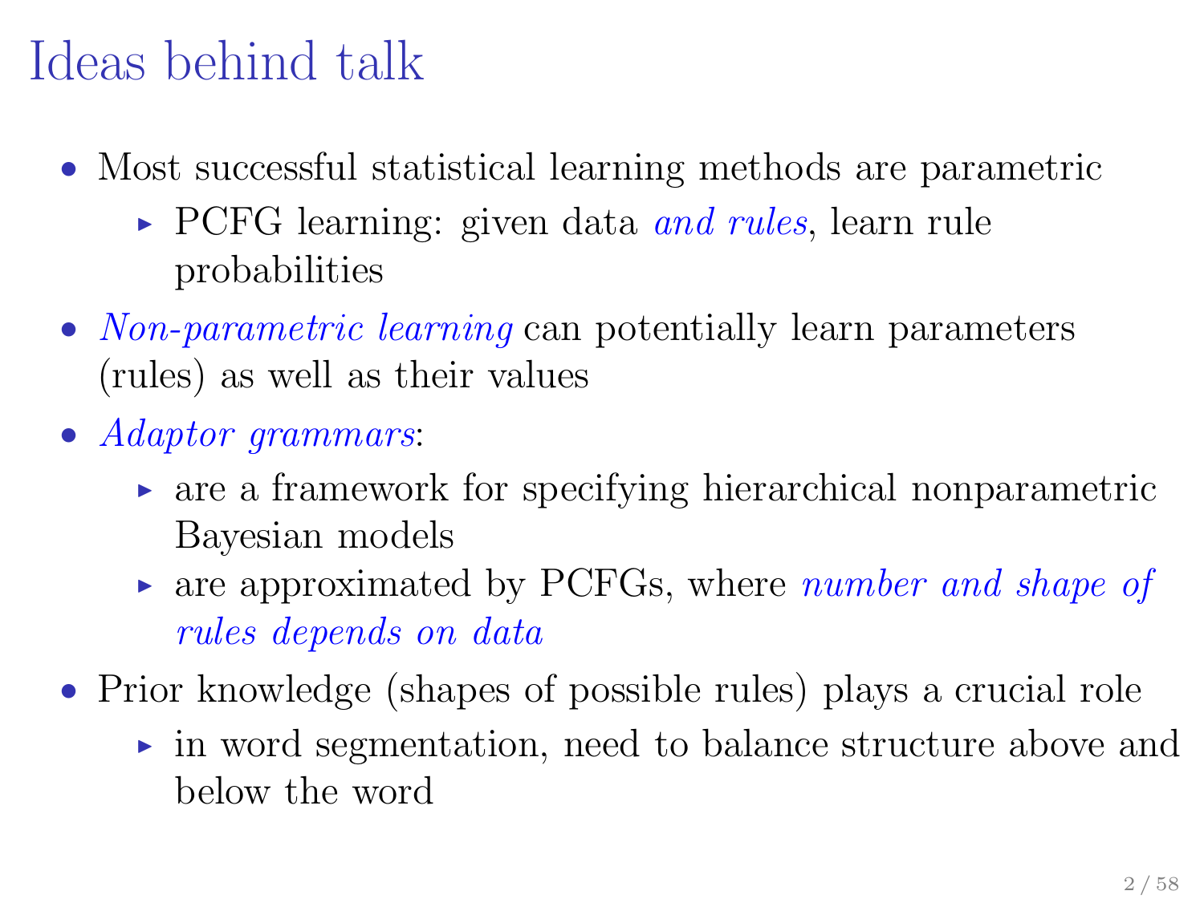# Ideas behind talk

- Most successful statistical learning methods are parametric
  - PCFG learning: given data *and rules*, learn rule probabilities
- *Non-parametric learning* can potentially learn parameters (rules) as well as their values
- *Adaptor grammars*:
  - are a framework for specifying hierarchical nonparametric Bayesian models
  - are approximated by PCFGs, where *number and shape of rules depends on data*
- Prior knowledge (shapes of possible rules) plays a crucial role
  - in word segmentation, need to balance structure above and below the word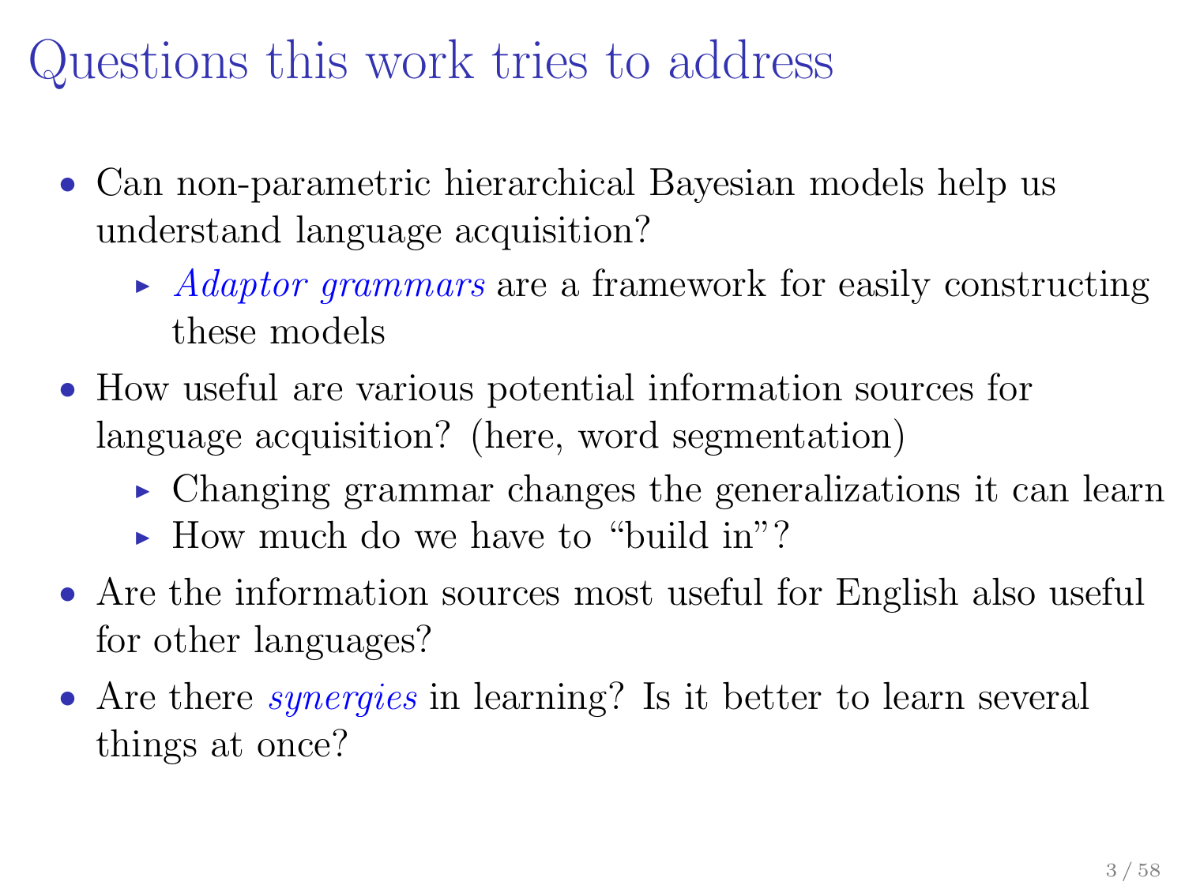# Questions this work tries to address

- Can non-parametric hierarchical Bayesian models help us understand language acquisition?
  - *Adaptor grammars* are a framework for easily constructing these models
- How useful are various potential information sources for language acquisition? (here, word segmentation)
  - Changing grammar changes the generalizations it can learn
  - How much do we have to "build in"?
- Are the information sources most useful for English also useful for other languages?
- Are there *synergies* in learning? Is it better to learn several things at once?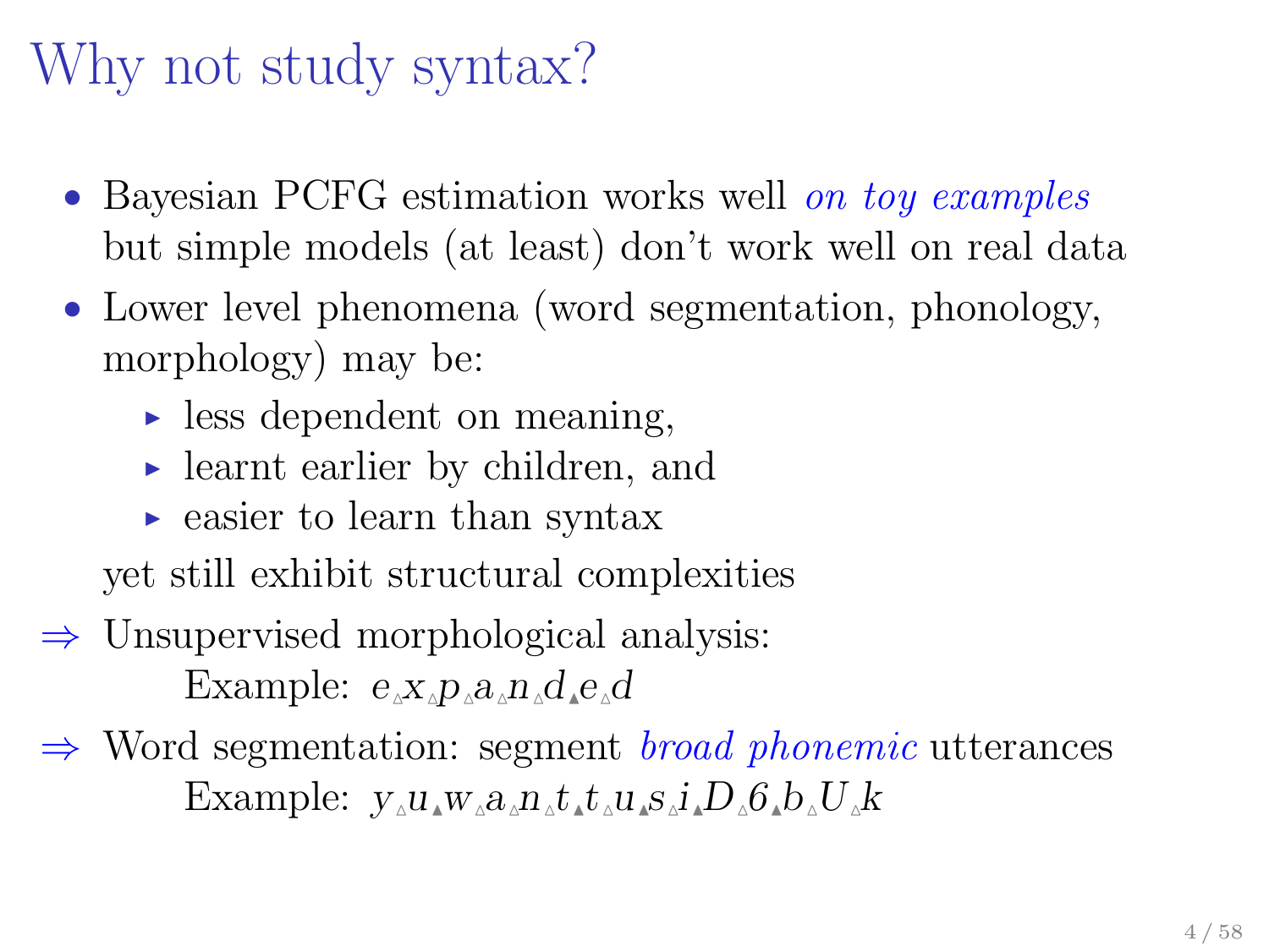# Why not study syntax?

- Bayesian PCFG estimation works well *on toy examples* but simple models (at least) don't work well on real data
- Lower level phenomena (word segmentation, phonology, morphology) may be:
  - less dependent on meaning,
  - learnt earlier by children, and
  - easier to learn than syntax

  yet still exhibit structural complexities

⇒ Unsupervised morphological analysis:

  Example: $e_{\vartriangle}x_{\vartriangle}p_{\vartriangle}a_{\vartriangle}n_{\vartriangle}d_{\blacktriangle}e_{\vartriangle}d$

⇒ Word segmentation: segment *broad phonemic* utterances

  Example: $y_{\vartriangle}u_{\blacktriangle}w_{\vartriangle}a_{\vartriangle}n_{\vartriangle}t_{\blacktriangle}t_{\vartriangle}u_{\blacktriangle}s_{\vartriangle}i_{\blacktriangle}D_{\vartriangle}6_{\blacktriangle}b_{\vartriangle}U_{\vartriangle}k$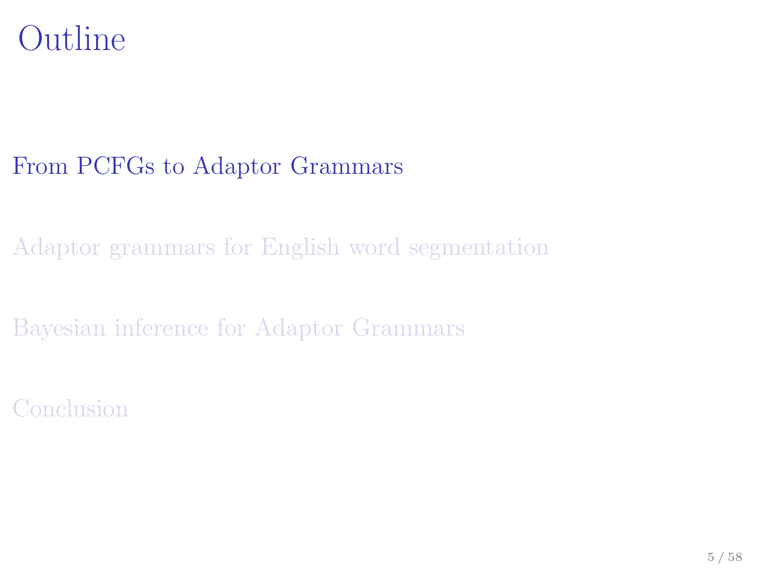# Outline

From PCFGs to Adaptor Grammars

Adaptor grammars for English word segmentation

Bayesian inference for Adaptor Grammars

Conclusion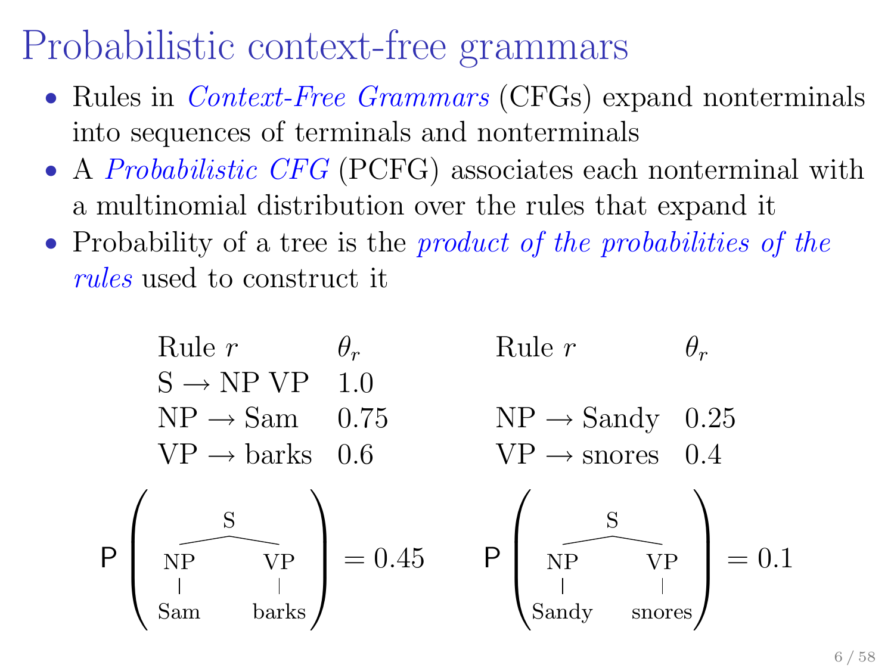# Probabilistic context-free grammars

- Rules in *Context-Free Grammars* (CFGs) expand nonterminals into sequences of terminals and nonterminals
- A *Probabilistic CFG* (PCFG) associates each nonterminal with a multinomial distribution over the rules that expand it
- Probability of a tree is the *product of the probabilities of the rules* used to construct it

| Rule $r$ | $\theta_r$ | Rule $r$ | $\theta_r$ |
|---|---|---|---|
| S → NP VP | 1.0 | | |
| NP → Sam | 0.75 | NP → Sandy | 0.25 |
| VP → barks | 0.6 | VP → snores | 0.4 |

$$\mathsf{P}\left(\text{[S [NP Sam] [VP barks]]}\right) = 0.45 \qquad \mathsf{P}\left(\text{[S [NP Sandy] [VP snores]]}\right) = 0.1$$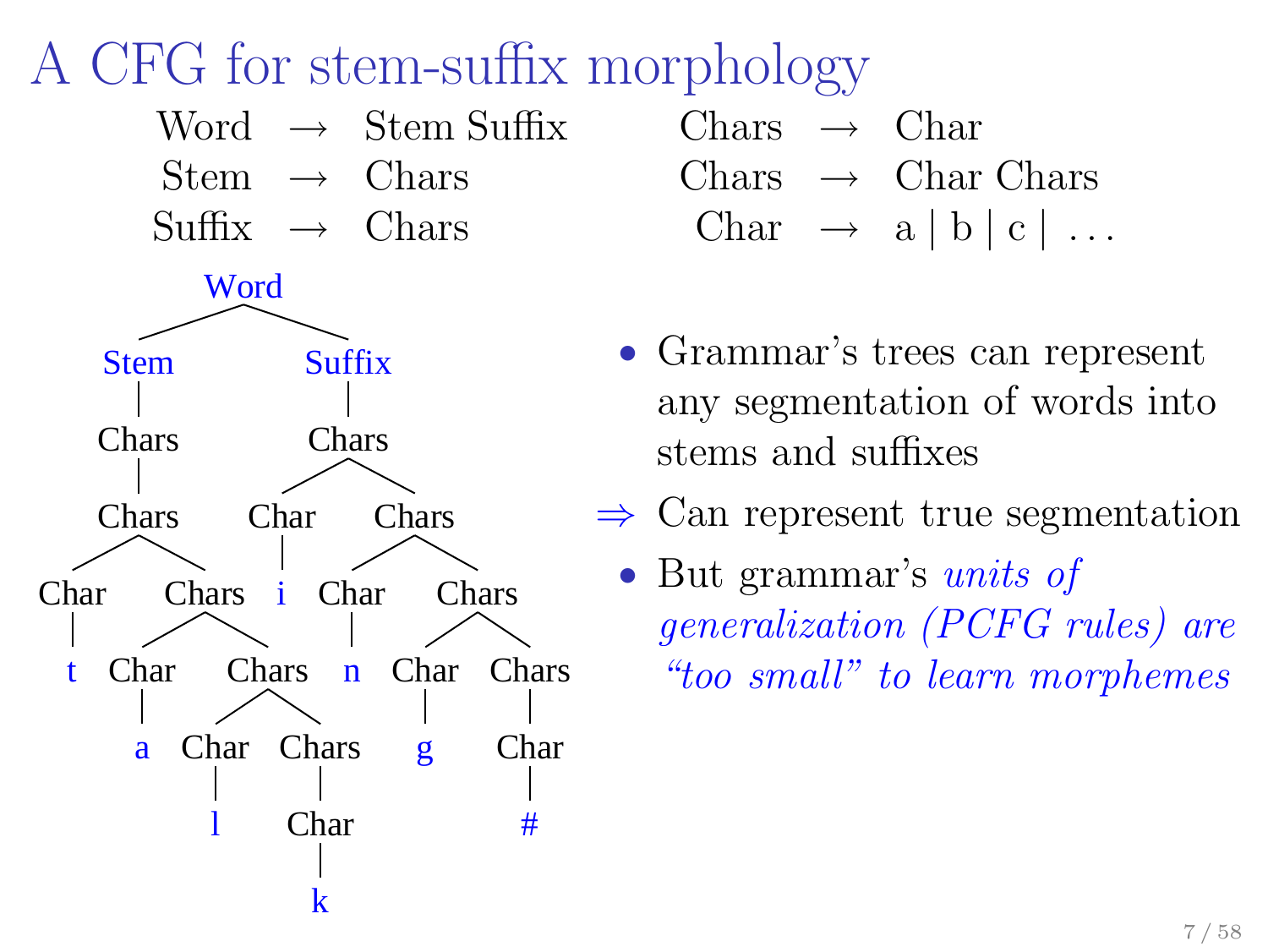# A CFG for stem-suffix morphology

| | | | | | | |
|---|---|---|---|---|---|---|
| Word | → | Stem Suffix | | Chars | → | Char |
| Stem | → | Chars | | Chars | → | Char Chars |
| Suffix | → | Chars | | Char | → | a \| b \| c \| … |

- Grammar's trees can represent any segmentation of words into stems and suffixes

⇒ Can represent true segmentation

- But grammar's *units of generalization (PCFG rules) are "too small" to learn morphemes*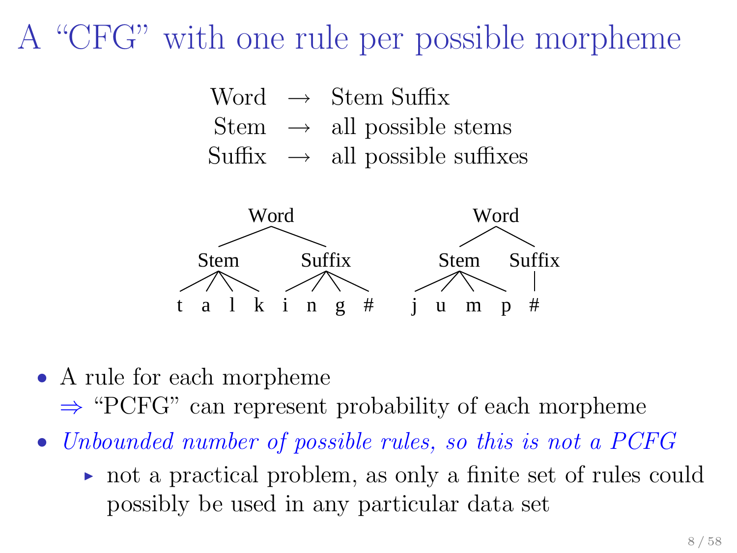# A "CFG" with one rule per possible morpheme

$$\begin{aligned} \text{Word} &\rightarrow \text{Stem Suffix} \\ \text{Stem} &\rightarrow \text{all possible stems} \\ \text{Suffix} &\rightarrow \text{all possible suffixes} \end{aligned}$$

```
          Word                          Word
       /        \                     /      \
    Stem        Suffix             Stem      Suffix
  / |  |  \    / |  |  \          / | | \       |
 t  a  l  k   i  n  g  #         j  u m  p      #
```

- A rule for each morpheme
  ⇒ "PCFG" can represent probability of each morpheme
- *Unbounded number of possible rules, so this is not a PCFG*
  - not a practical problem, as only a finite set of rules could possibly be used in any particular data set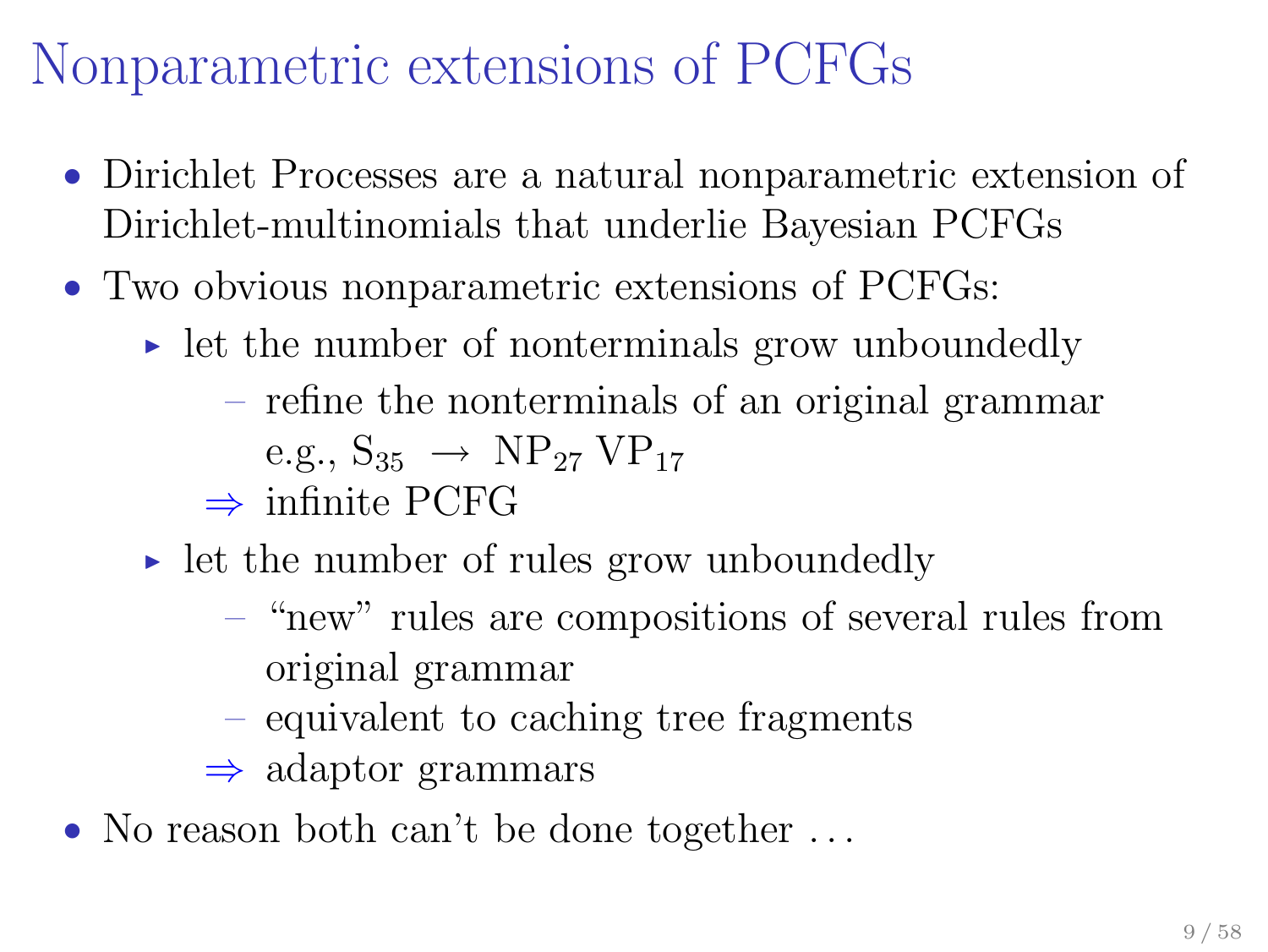# Nonparametric extensions of PCFGs

- Dirichlet Processes are a natural nonparametric extension of Dirichlet-multinomials that underlie Bayesian PCFGs
- Two obvious nonparametric extensions of PCFGs:
  - let the number of nonterminals grow unboundedly
    - refine the nonterminals of an original grammar e.g., $S_{35} \rightarrow NP_{27}\ VP_{17}$

    $\Rightarrow$ infinite PCFG
  - let the number of rules grow unboundedly
    - "new" rules are compositions of several rules from original grammar
    - equivalent to caching tree fragments

    $\Rightarrow$ adaptor grammars
- No reason both can't be done together ...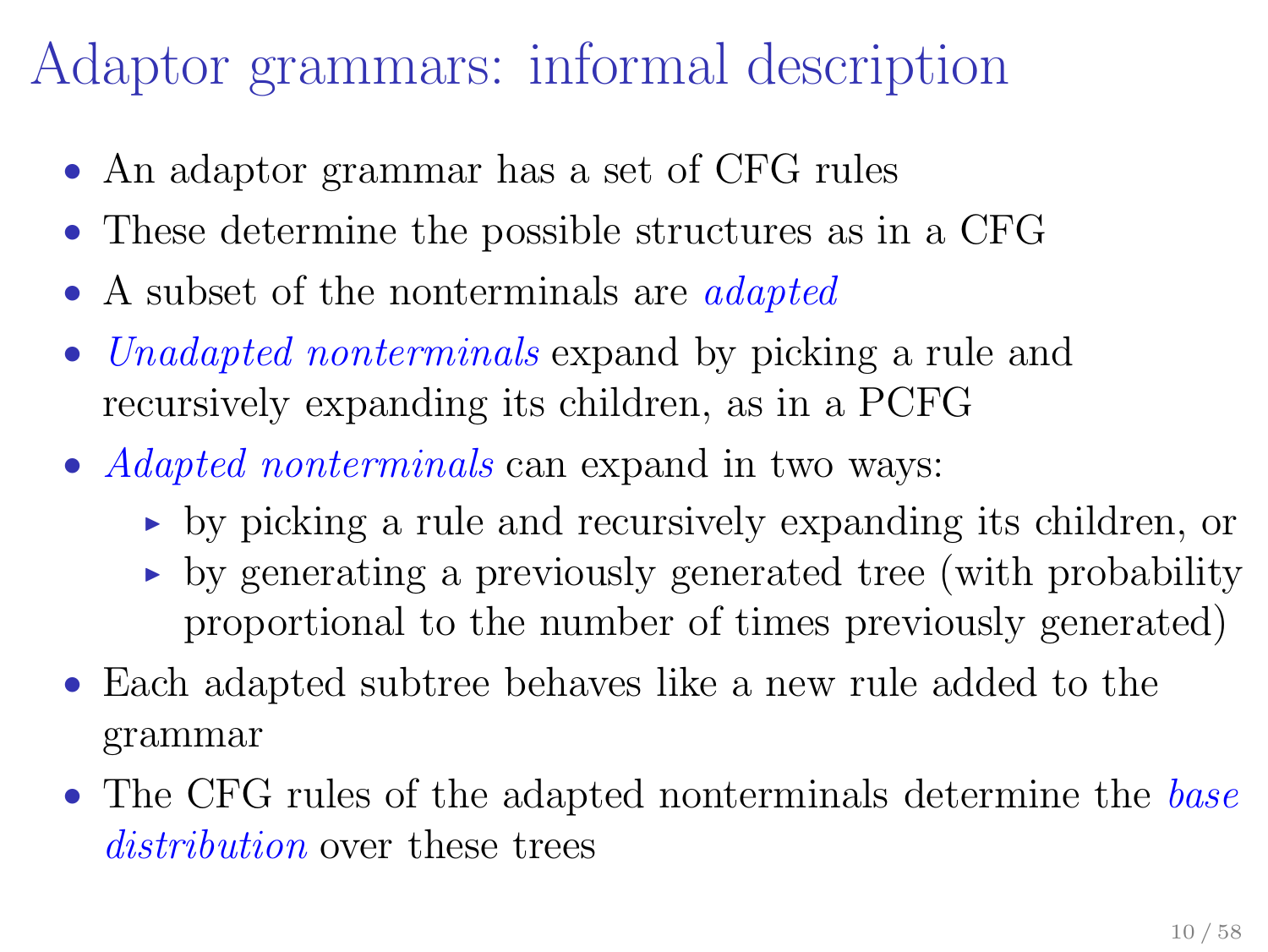# Adaptor grammars: informal description

- An adaptor grammar has a set of CFG rules
- These determine the possible structures as in a CFG
- A subset of the nonterminals are *adapted*
- *Unadapted nonterminals* expand by picking a rule and recursively expanding its children, as in a PCFG
- *Adapted nonterminals* can expand in two ways:
  - by picking a rule and recursively expanding its children, or
  - by generating a previously generated tree (with probability proportional to the number of times previously generated)
- Each adapted subtree behaves like a new rule added to the grammar
- The CFG rules of the adapted nonterminals determine the *base distribution* over these trees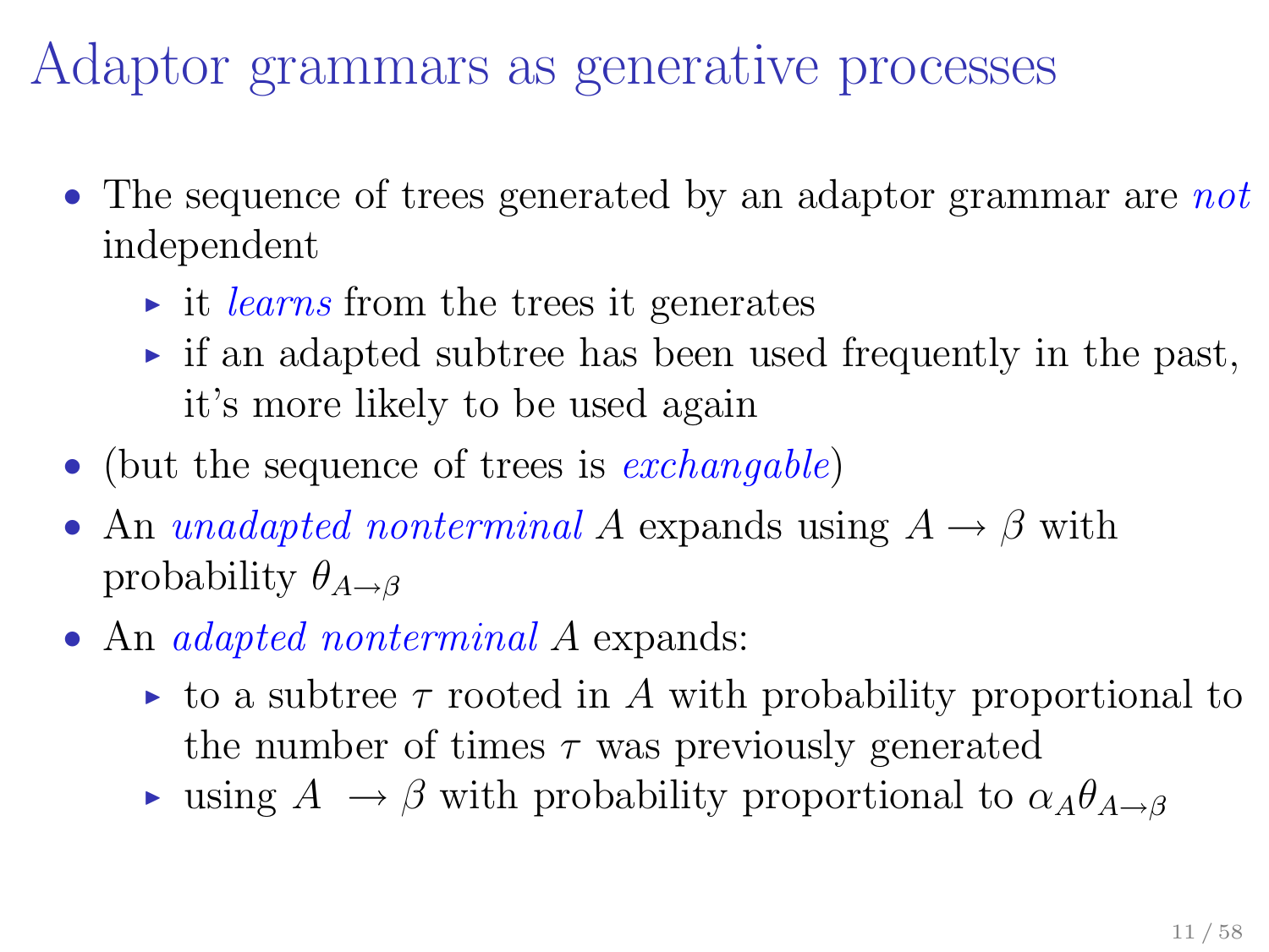# Adaptor grammars as generative processes

- The sequence of trees generated by an adaptor grammar are *not* independent
  - it *learns* from the trees it generates
  - if an adapted subtree has been used frequently in the past, it's more likely to be used again
- (but the sequence of trees is *exchangable*)
- An *unadapted nonterminal* $A$ expands using $A \to \beta$ with probability $\theta_{A \to \beta}$
- An *adapted nonterminal* $A$ expands:
  - to a subtree $\tau$ rooted in $A$ with probability proportional to the number of times $\tau$ was previously generated
  - using $A \to \beta$ with probability proportional to $\alpha_A \theta_{A \to \beta}$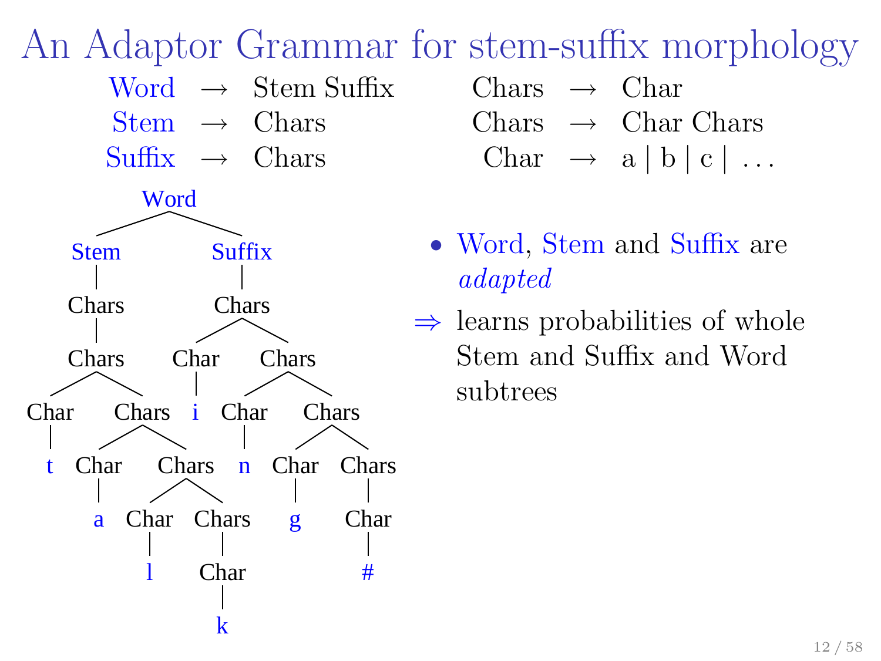# An Adaptor Grammar for stem-suffix morphology

$$
\begin{aligned}
\text{Word} &\rightarrow \text{Stem Suffix} \\
\text{Stem} &\rightarrow \text{Chars} \\
\text{Suffix} &\rightarrow \text{Chars}
\end{aligned}
\qquad
\begin{aligned}
\text{Chars} &\rightarrow \text{Char} \\
\text{Chars} &\rightarrow \text{Char Chars} \\
\text{Char} &\rightarrow \text{a} \mid \text{b} \mid \text{c} \mid \ldots
\end{aligned}
$$

```
Word
├── Stem
│   └── Chars
│       └── Chars
│           ├── Char
│           │   └── t
│           └── Chars
│               ├── Char
│               │   └── a
│               └── Chars
│                   ├── Char
│                   │   └── l
│                   └── Chars
│                       └── Char
│                           └── k
└── Suffix
    └── Chars
        ├── Char
        │   └── i
        └── Chars
            ├── Char
            │   └── n
            └── Chars
                ├── Char
                │   └── g
                └── Chars
                    └── Char
                        └── #
```

- Word, Stem and Suffix are *adapted*

⇒ learns probabilities of whole Stem and Suffix and Word subtrees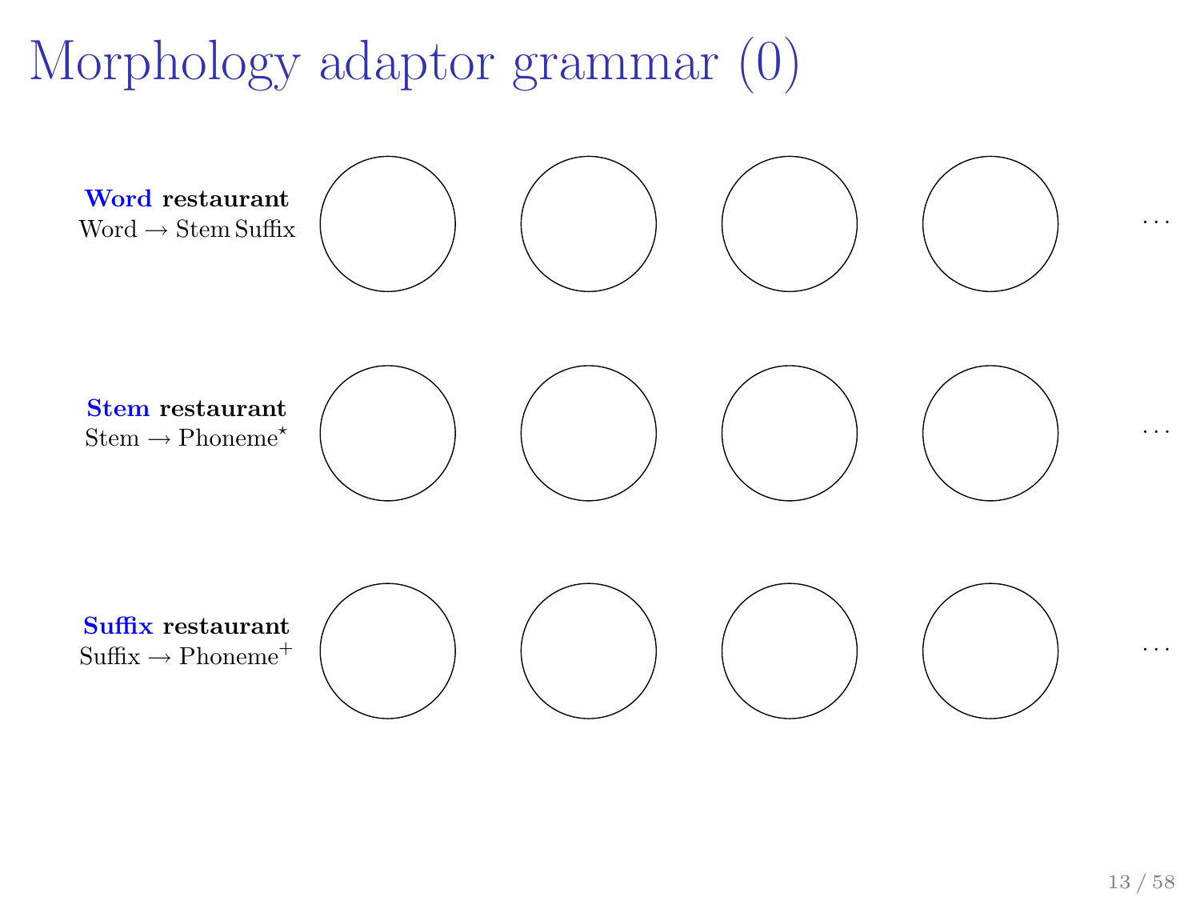# Morphology adaptor grammar (0)

**Word restaurant**
Word → Stem Suffix

...

**Stem restaurant**
Stem → Phoneme$^{\star}$

...

**Suffix restaurant**
Suffix → Phoneme$^{+}$

...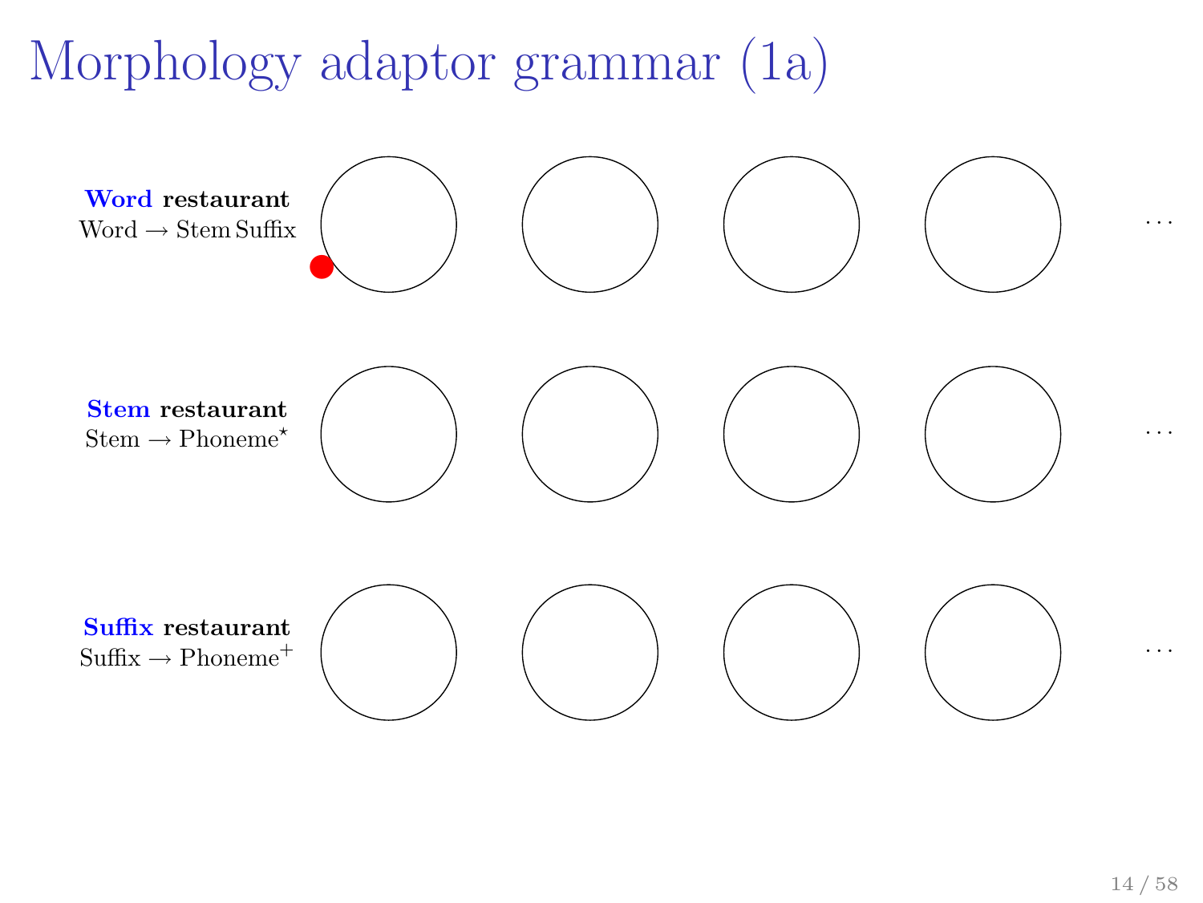# Morphology adaptor grammar (1a)

**Word restaurant**
Word → Stem Suffix

. . .

**Stem restaurant**
Stem → Phoneme$^{\star}$

. . .

**Suffix restaurant**
Suffix → Phoneme$^{+}$

. . .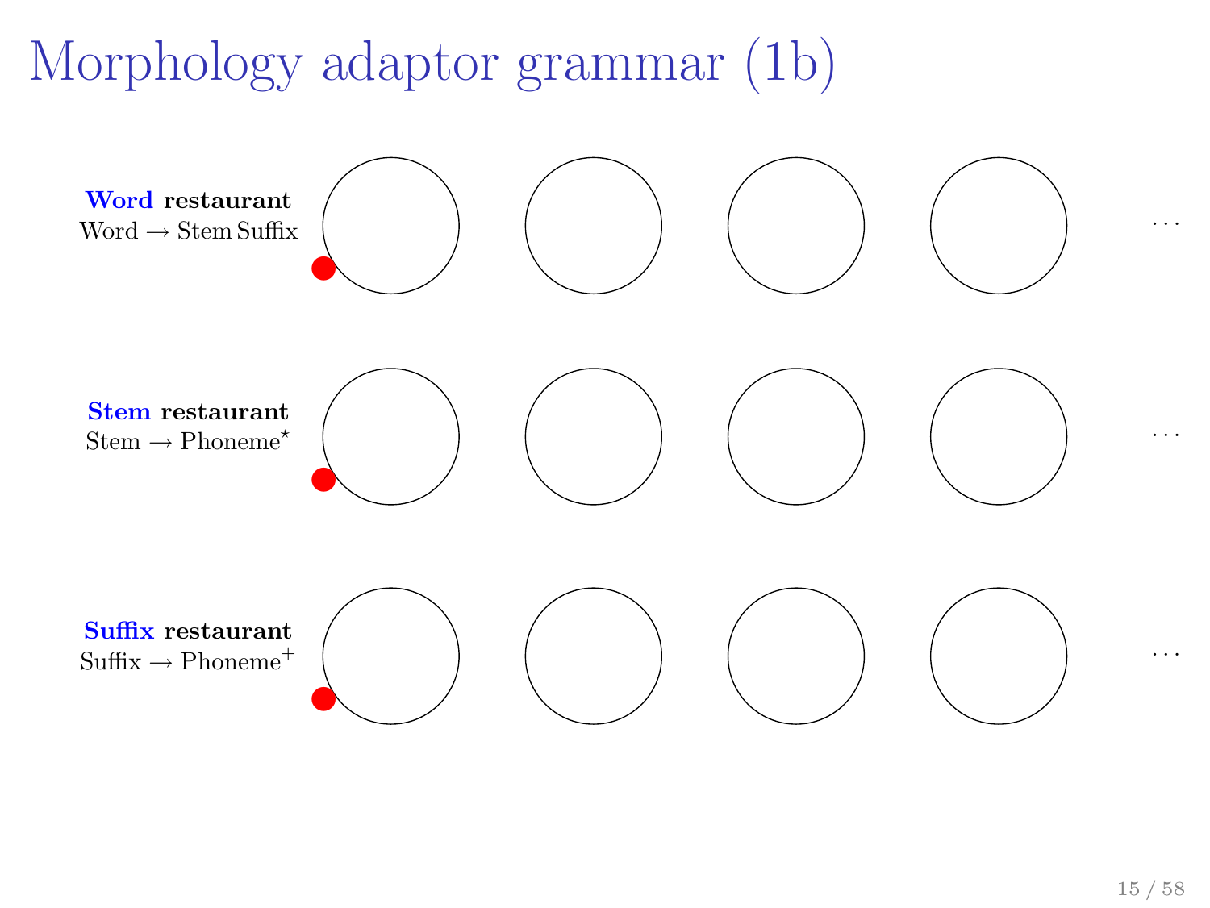# Morphology adaptor grammar (1b)

**Word restaurant**
Word → Stem Suffix

…

**Stem restaurant**
Stem → Phoneme$^{\star}$

…

**Suffix restaurant**
Suffix → Phoneme$^{+}$

…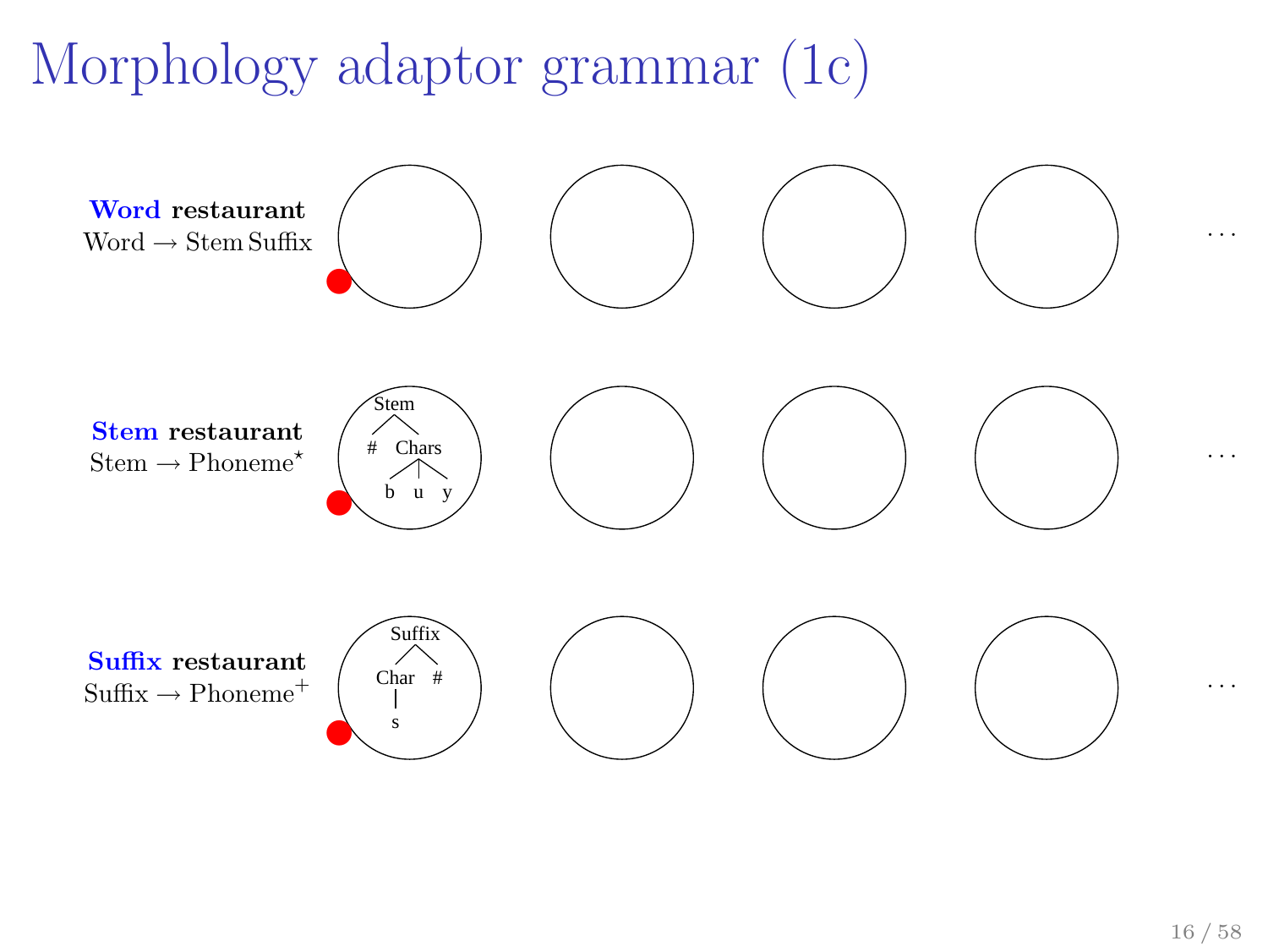# Morphology adaptor grammar (1c)

**Word restaurant**
Word → Stem Suffix

**Stem restaurant**
Stem → Phoneme$^\star$

Stem
# Chars
b u y

**Suffix restaurant**
Suffix → Phoneme$^+$

Suffix
Char #
s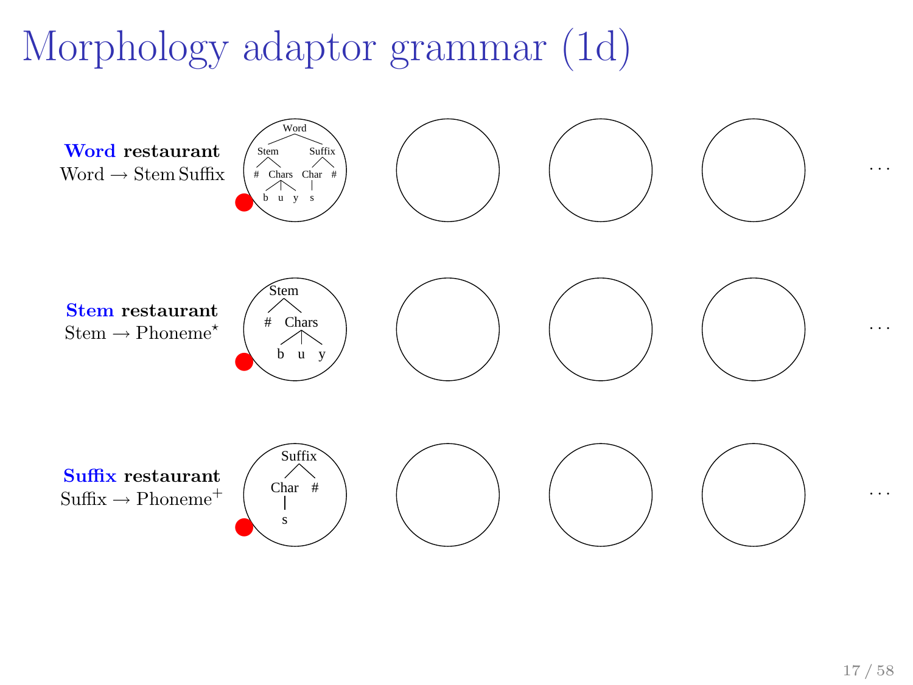# Morphology adaptor grammar (1d)

**Word restaurant**
Word → Stem Suffix

**Stem restaurant**
Stem → Phoneme$^{\star}$

**Suffix restaurant**
Suffix → Phoneme$^{+}$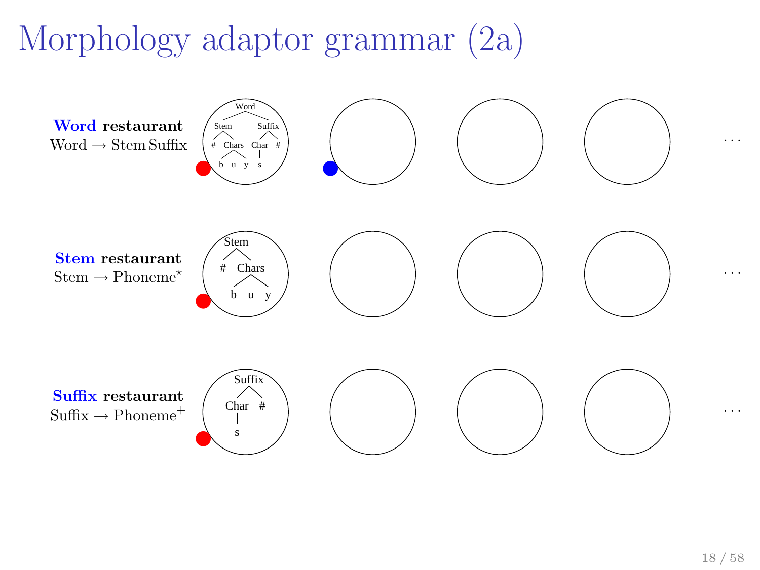# Morphology adaptor grammar (2a)

**Word restaurant**
Word → Stem Suffix

**Stem restaurant**
Stem → Phoneme$^{\star}$

**Suffix restaurant**
Suffix → Phoneme$^{+}$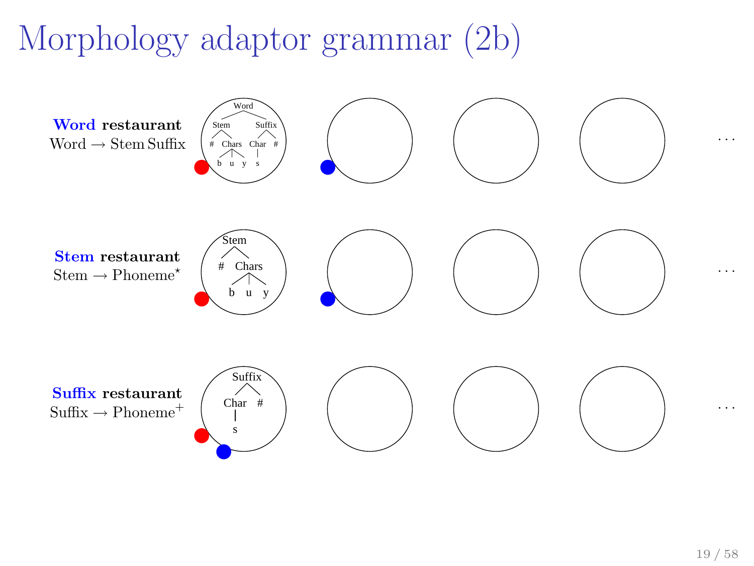# Morphology adaptor grammar (2b)

**Word restaurant**
Word → Stem Suffix

**Stem restaurant**
Stem → Phoneme$^\star$

**Suffix restaurant**
Suffix → Phoneme$^+$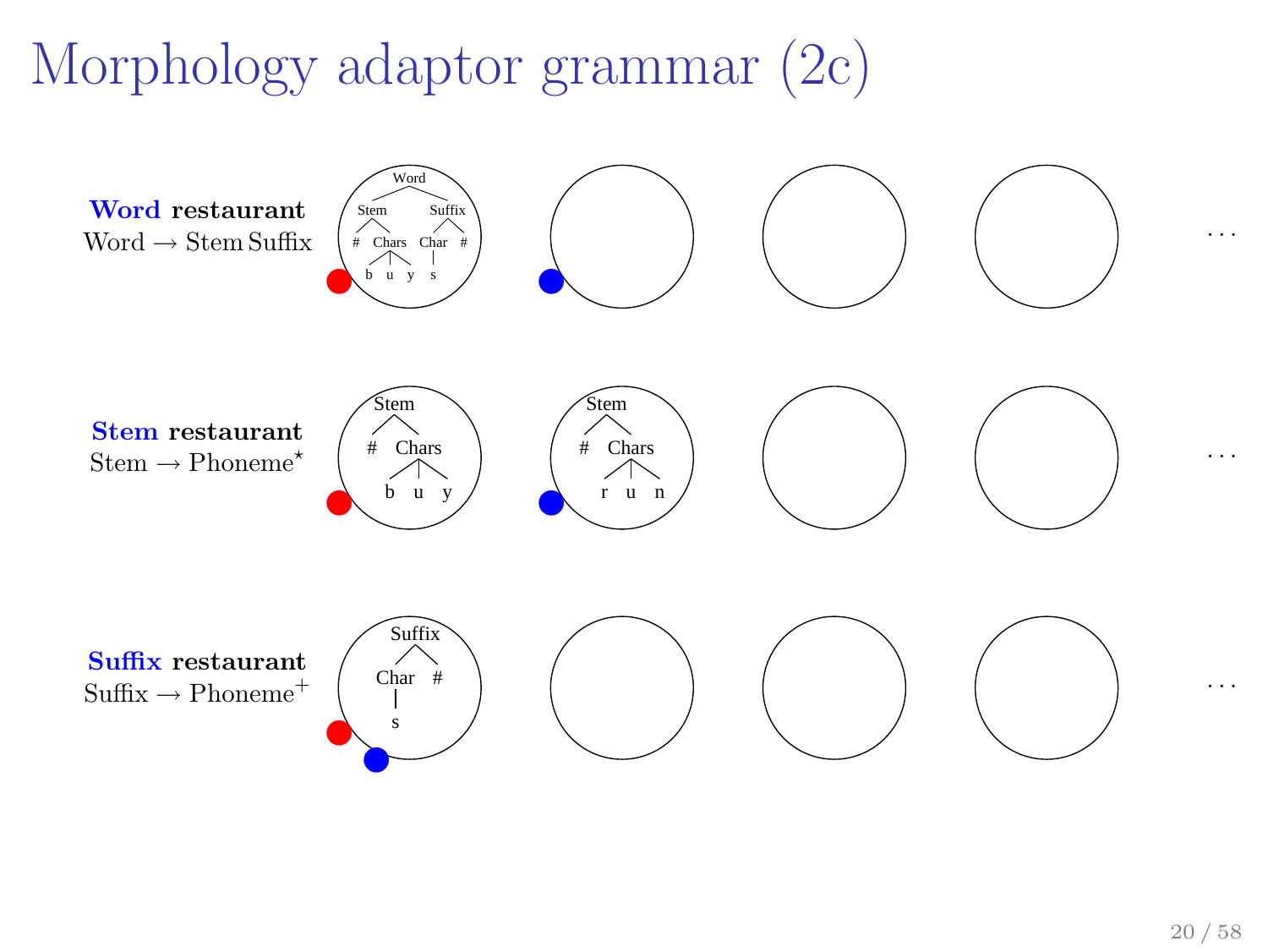# Morphology adaptor grammar (2c)

**Word restaurant**
Word → Stem Suffix

**Stem restaurant**
Stem → $\text{Phoneme}^\star$

**Suffix restaurant**
Suffix → $\text{Phoneme}^+$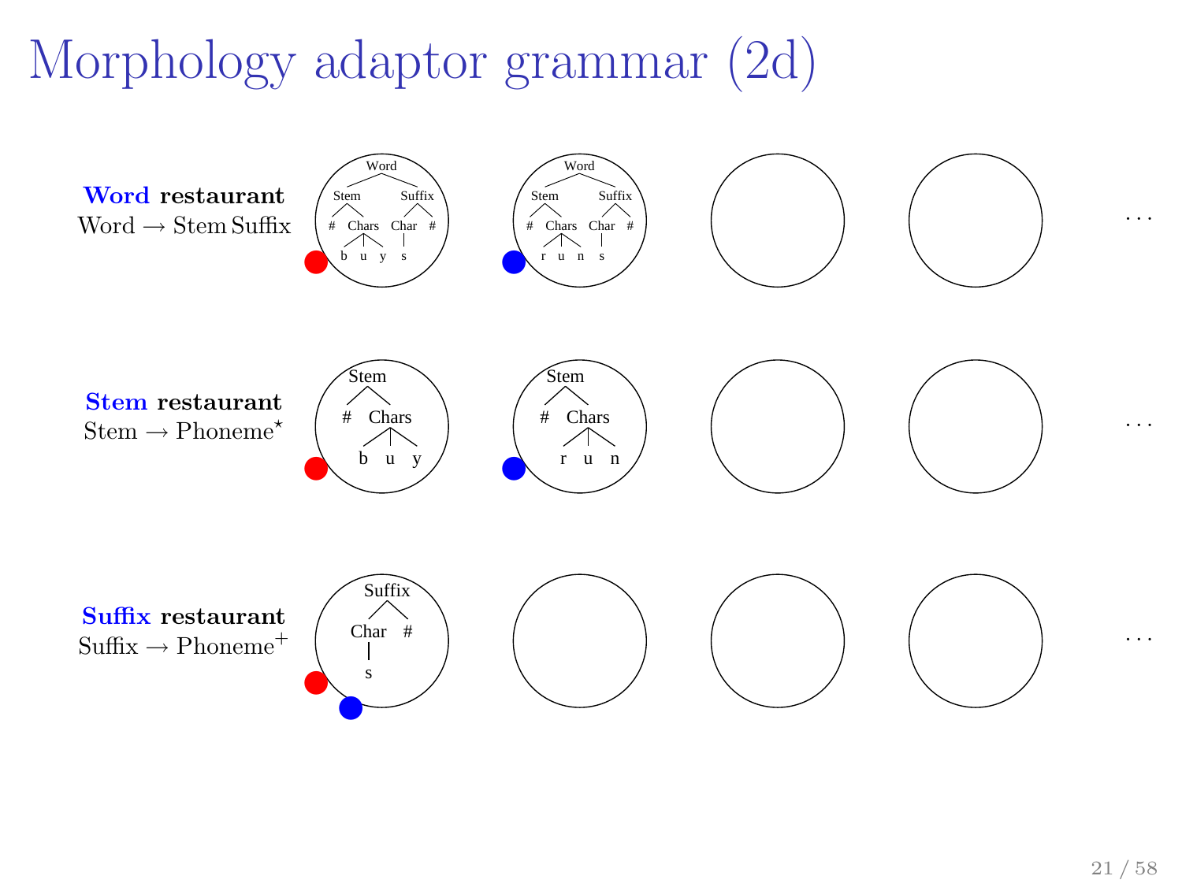# Morphology adaptor grammar (2d)

**Word restaurant**
Word → Stem Suffix

**Stem restaurant**
Stem → $\text{Phoneme}^{\star}$

**Suffix restaurant**
Suffix → $\text{Phoneme}^{+}$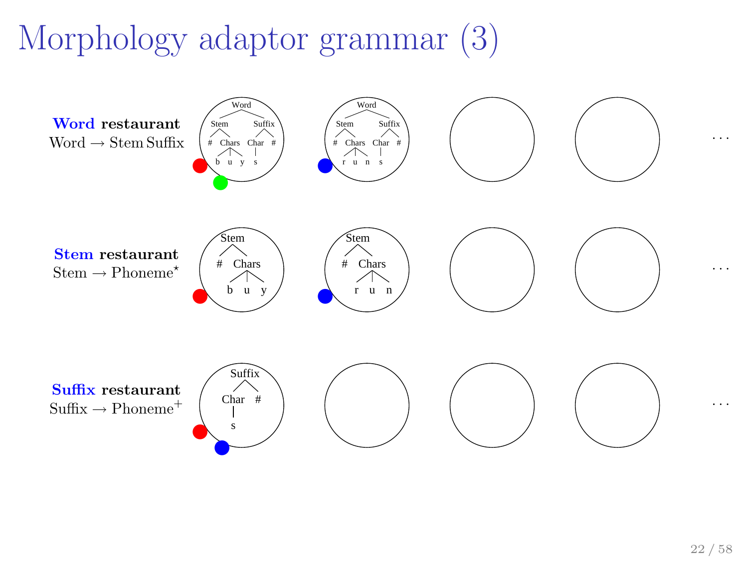# Morphology adaptor grammar (3)

**Word restaurant**
Word → Stem Suffix

**Stem restaurant**
Stem → Phoneme$^\star$

**Suffix restaurant**
Suffix → Phoneme$^+$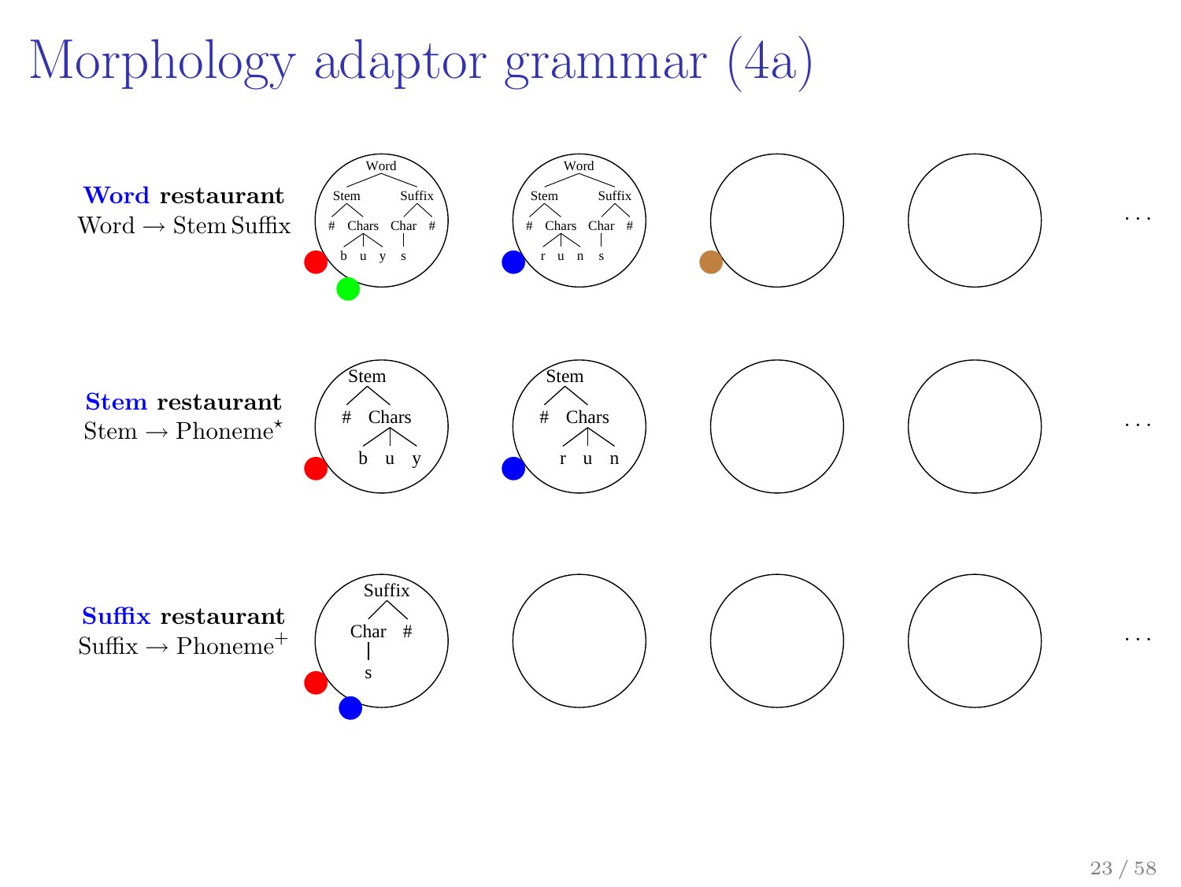# Morphology adaptor grammar (4a)

**Word restaurant**
Word → Stem Suffix

**Stem restaurant**
Stem → Phoneme$^\star$

**Suffix restaurant**
Suffix → Phoneme$^+$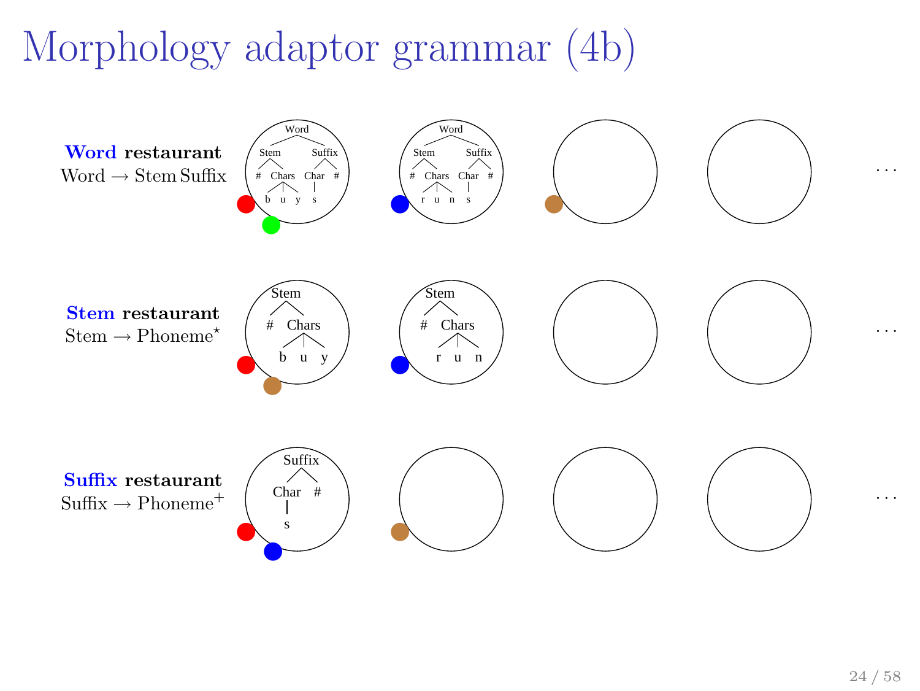# Morphology adaptor grammar (4b)

**Word restaurant**
Word → Stem Suffix

Word
- Stem: # Chars (b u y)
- Suffix: Char (s) #

Word
- Stem: # Chars (r u n)
- Suffix: Char (s) #

. . .

**Stem restaurant**
Stem → Phoneme$^{\star}$

Stem: # Chars (b u y)

Stem: # Chars (r u n)

. . .

**Suffix restaurant**
Suffix → Phoneme$^{+}$

Suffix: Char (s) #

. . .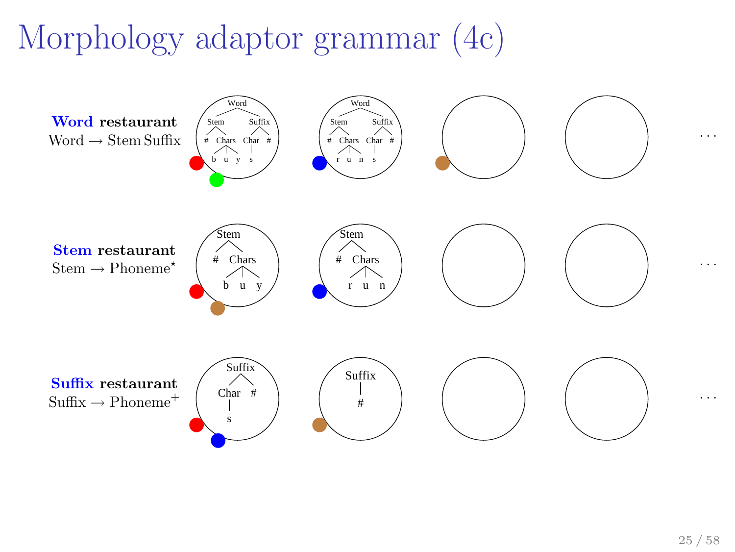# Morphology adaptor grammar (4c)

**Word restaurant**
Word → Stem Suffix

Word
- Stem: # Chars (b u y)
- Suffix: Char (s) #

Word
- Stem: # Chars (r u n)
- Suffix: Char (s) #

. . .

**Stem restaurant**
Stem → Phoneme$^\star$

Stem
- # Chars (b u y)

Stem
- # Chars (r u n)

. . .

**Suffix restaurant**
Suffix → Phoneme$^+$

Suffix
- Char (s) #

Suffix
- #

. . .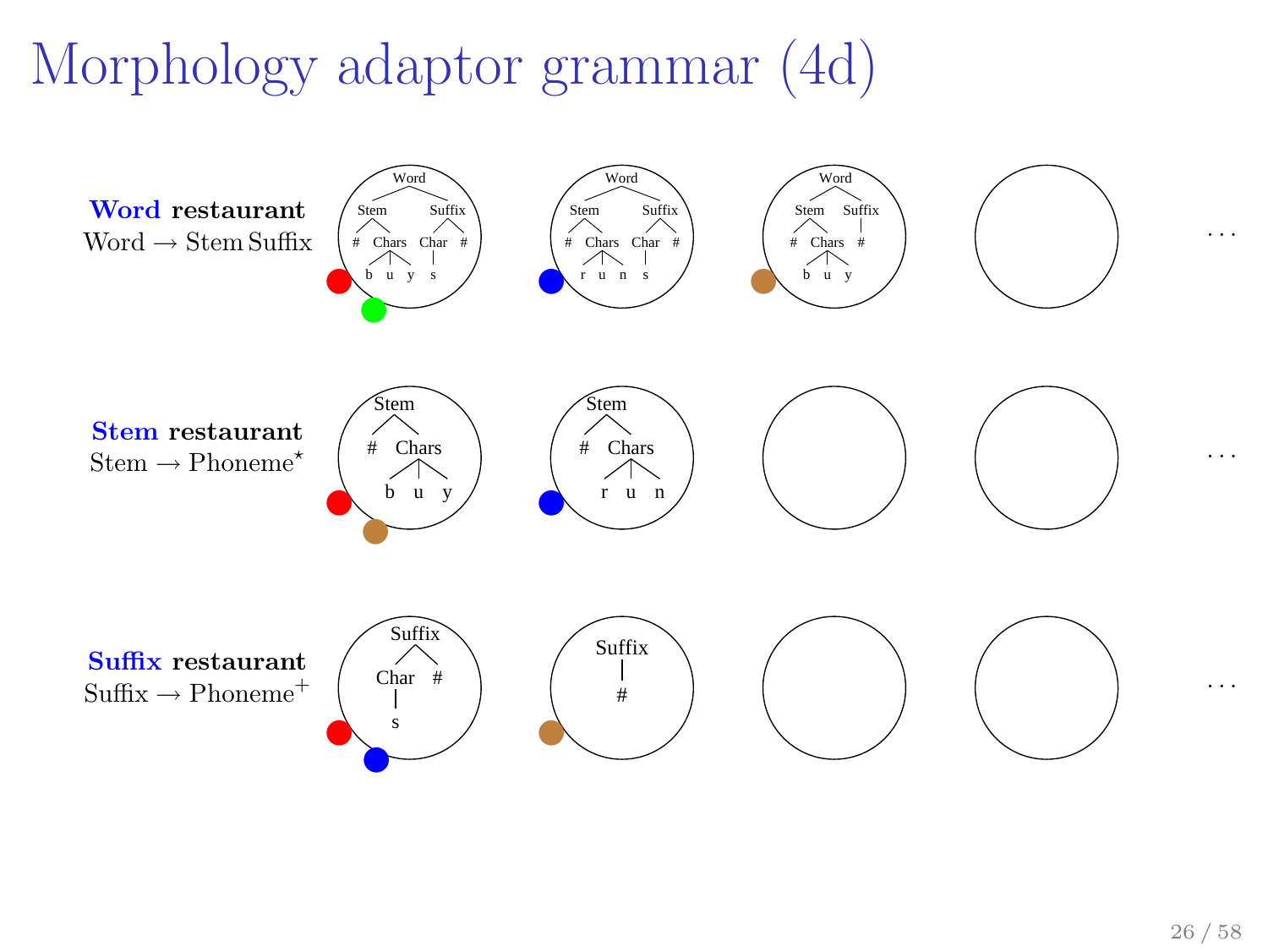# Morphology adaptor grammar (4d)

**Word restaurant**
Word → Stem Suffix

**Stem restaurant**
Stem → Phoneme$^\star$

**Suffix restaurant**
Suffix → Phoneme$^+$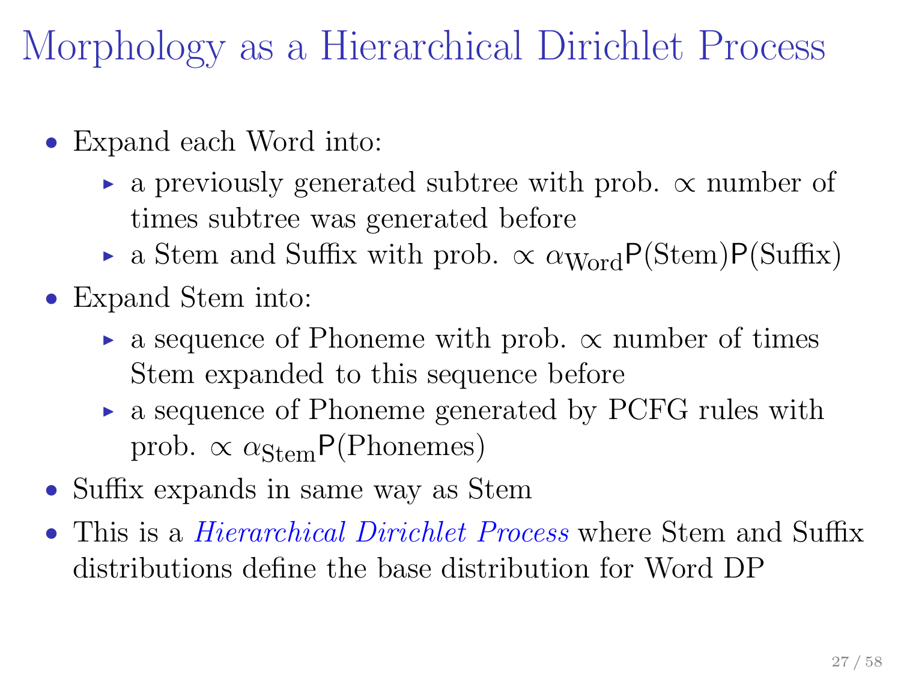# Morphology as a Hierarchical Dirichlet Process

- Expand each Word into:
  - a previously generated subtree with prob. $\propto$ number of times subtree was generated before
  - a Stem and Suffix with prob. $\propto \alpha_{\text{Word}} \mathsf{P}(\text{Stem}) \mathsf{P}(\text{Suffix})$
- Expand Stem into:
  - a sequence of Phoneme with prob. $\propto$ number of times Stem expanded to this sequence before
  - a sequence of Phoneme generated by PCFG rules with prob. $\propto \alpha_{\text{Stem}} \mathsf{P}(\text{Phonemes})$
- Suffix expands in same way as Stem
- This is a *Hierarchical Dirichlet Process* where Stem and Suffix distributions define the base distribution for Word DP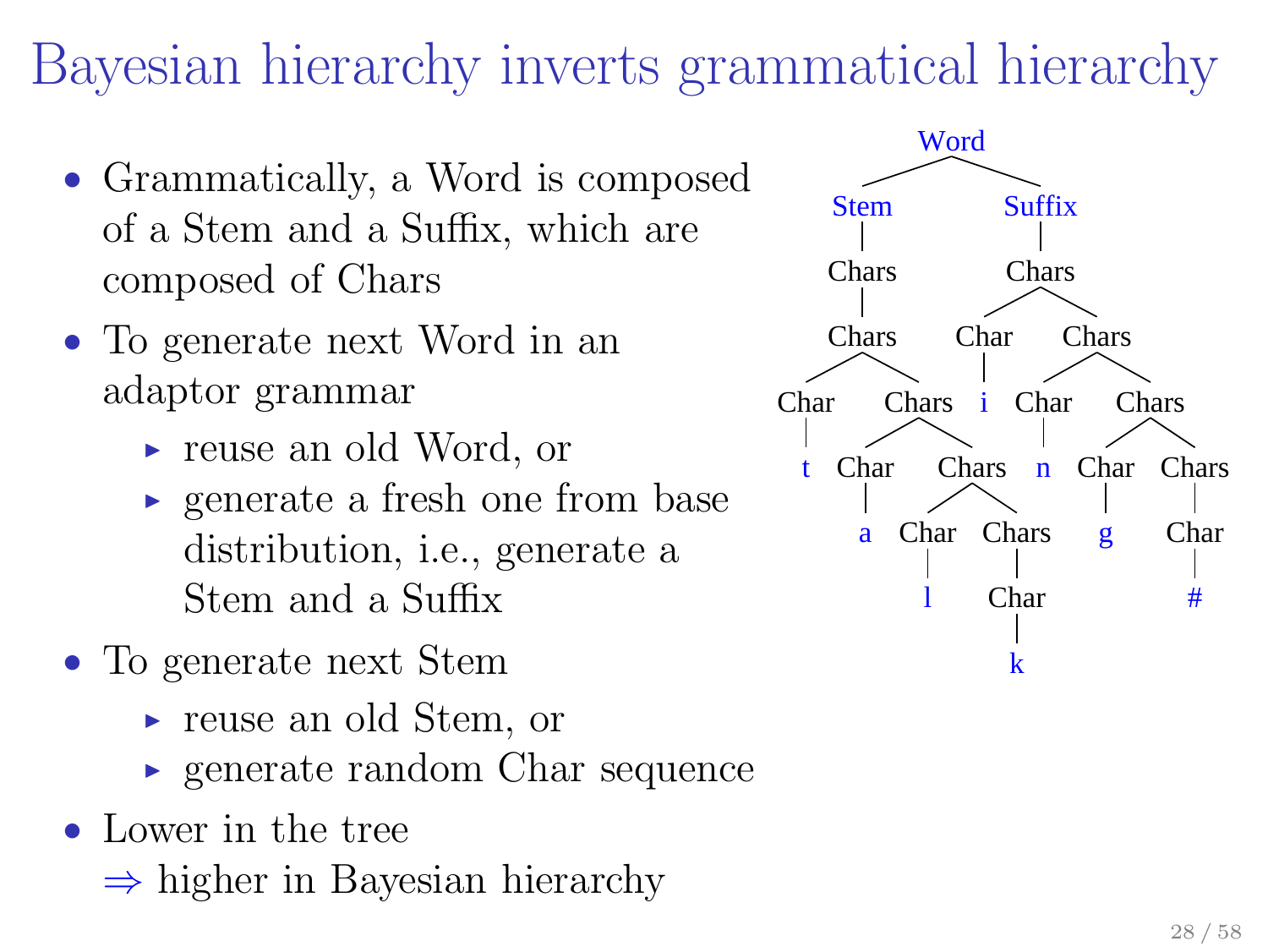# Bayesian hierarchy inverts grammatical hierarchy

- Grammatically, a Word is composed of a Stem and a Suffix, which are composed of Chars
- To generate next Word in an adaptor grammar
  - reuse an old Word, or
  - generate a fresh one from base distribution, i.e., generate a Stem and a Suffix
- To generate next Stem
  - reuse an old Stem, or
  - generate random Char sequence
- Lower in the tree
  $\Rightarrow$ higher in Bayesian hierarchy

```
Word
├── Stem
│   └── Chars
│       └── Chars
│           ├── Char
│           │   └── t
│           └── Chars
│               ├── Char
│               │   └── a
│               └── Chars
│                   ├── Char
│                   │   └── l
│                   └── Chars
│                       └── Char
│                           └── k
└── Suffix
    └── Chars
        ├── Char
        │   └── i
        └── Chars
            ├── Char
            │   └── n
            └── Chars
                ├── Char
                │   └── g
                └── Chars
                    └── Char
                        └── #
```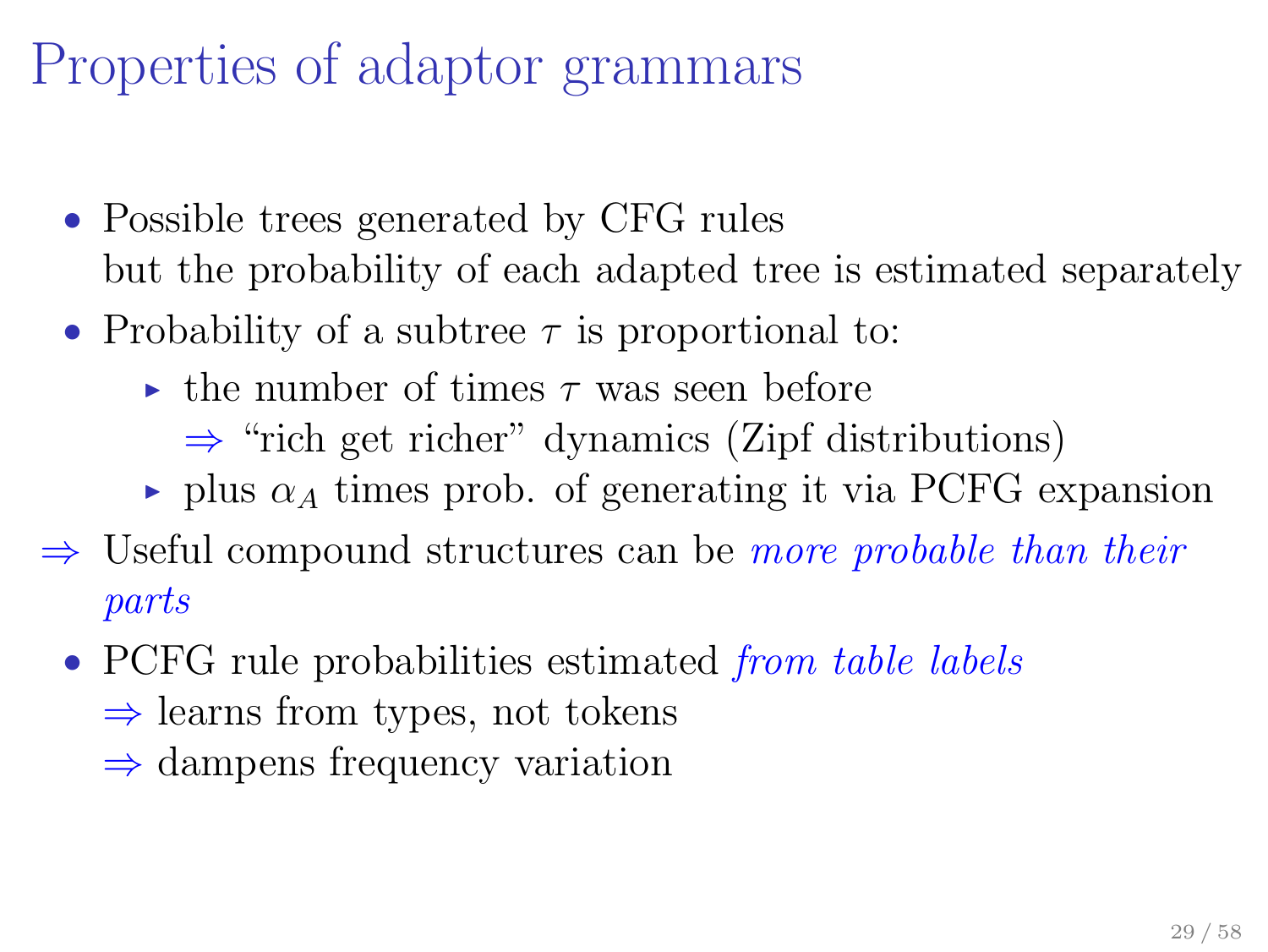# Properties of adaptor grammars

- Possible trees generated by CFG rules
  but the probability of each adapted tree is estimated separately
- Probability of a subtree $\tau$ is proportional to:
  - the number of times $\tau$ was seen before
    $\Rightarrow$ "rich get richer" dynamics (Zipf distributions)
  - plus $\alpha_A$ times prob. of generating it via PCFG expansion

$\Rightarrow$ Useful compound structures can be *more probable than their parts*

- PCFG rule probabilities estimated *from table labels*
  $\Rightarrow$ learns from types, not tokens
  $\Rightarrow$ dampens frequency variation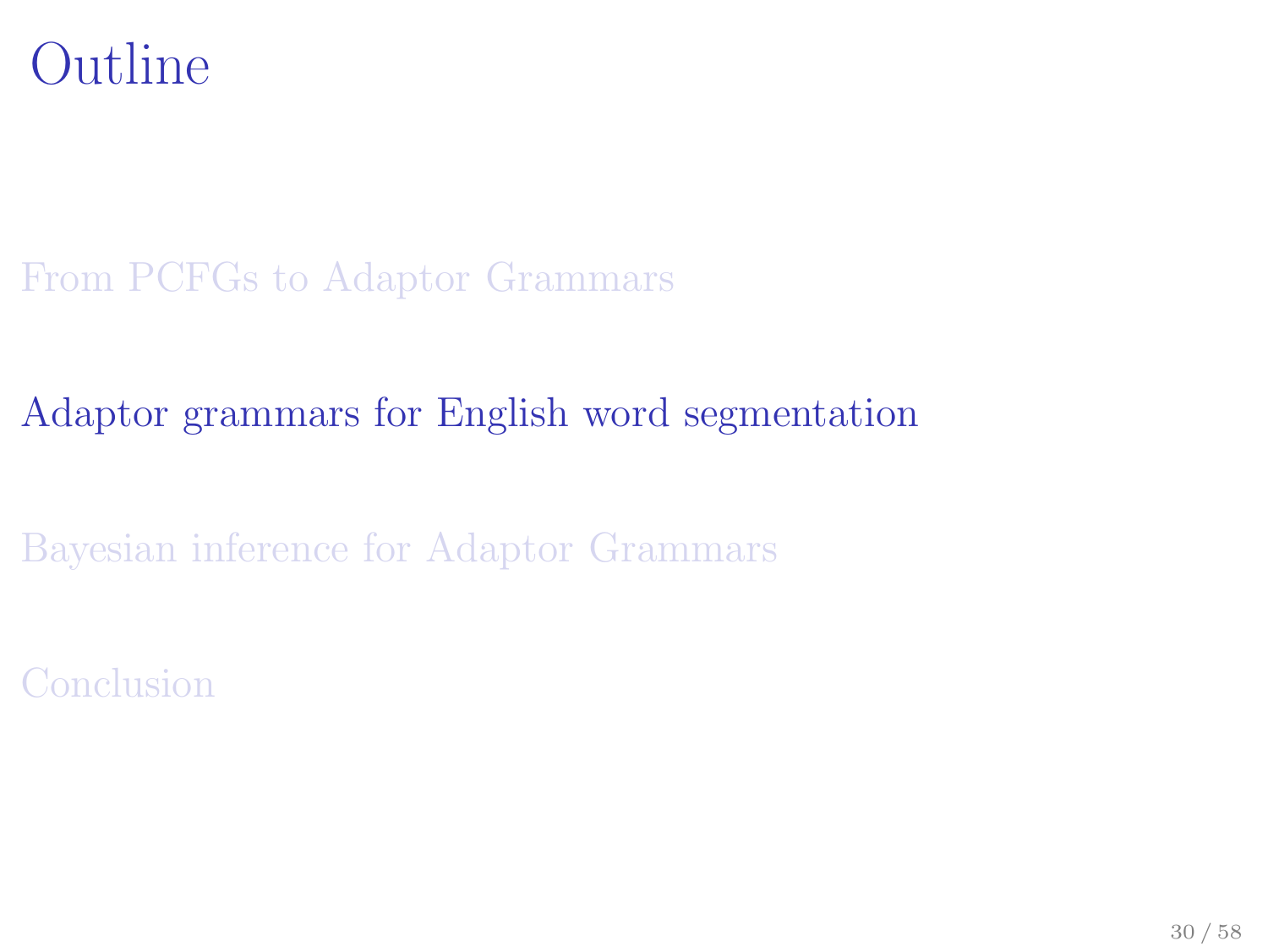# Outline

From PCFGs to Adaptor Grammars

Adaptor grammars for English word segmentation

Bayesian inference for Adaptor Grammars

Conclusion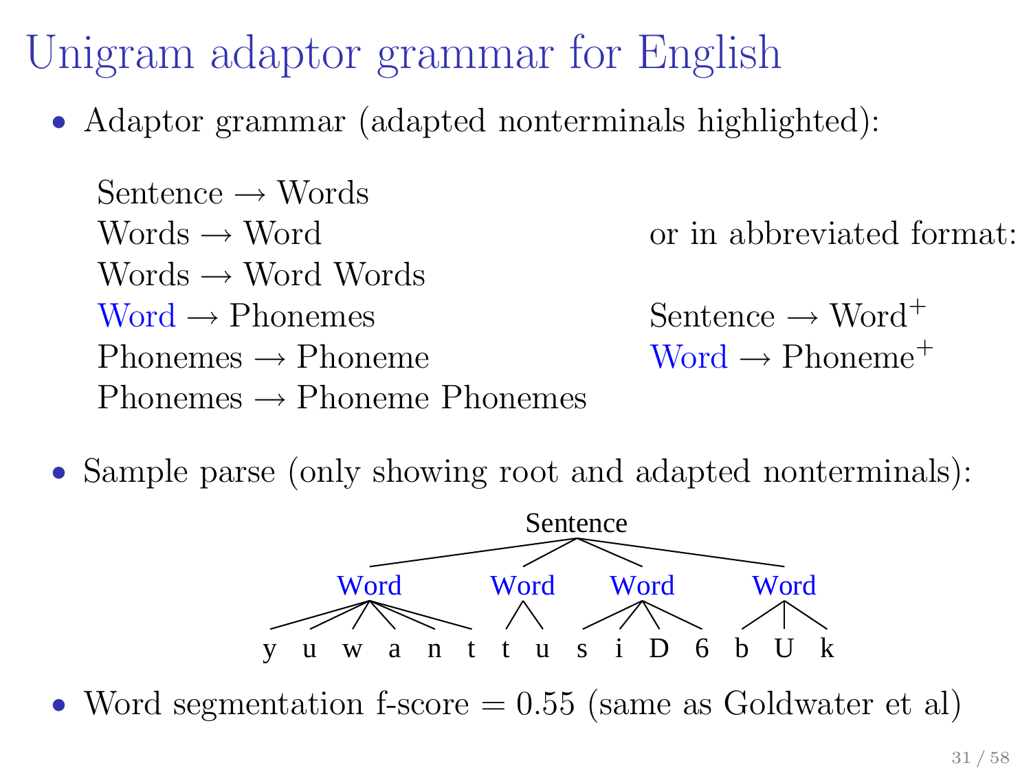# Unigram adaptor grammar for English

- Adaptor grammar (adapted nonterminals highlighted):

Sentence → Words
Words → Word
Words → Word Words
**Word** → Phonemes
Phonemes → Phoneme
Phonemes → Phoneme Phonemes

or in abbreviated format:

Sentence → $\text{Word}^+$
**Word** → $\text{Phoneme}^+$

- Sample parse (only showing root and adapted nonterminals):

```
Sentence
├── Word: y u w a n t
├── Word: t u
├── Word: s i D 6
└── Word: b U k
```

- Word segmentation f-score = 0.55 (same as Goldwater et al)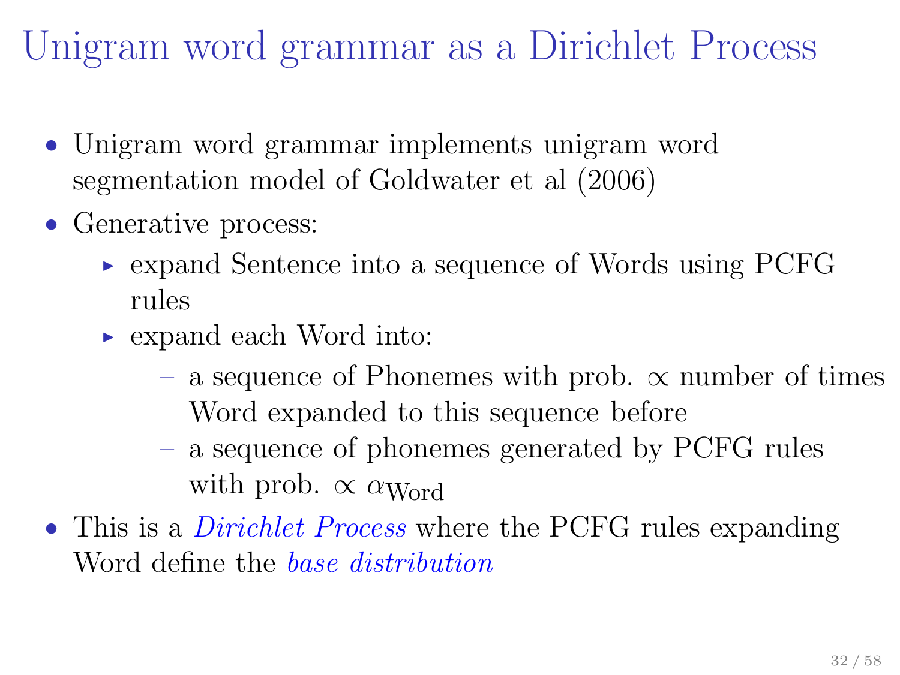# Unigram word grammar as a Dirichlet Process

- Unigram word grammar implements unigram word segmentation model of Goldwater et al (2006)
- Generative process:
  - expand Sentence into a sequence of Words using PCFG rules
  - expand each Word into:
    - a sequence of Phonemes with prob. $\propto$ number of times Word expanded to this sequence before
    - a sequence of phonemes generated by PCFG rules with prob. $\propto \alpha_{\text{Word}}$
- This is a *Dirichlet Process* where the PCFG rules expanding Word define the *base distribution*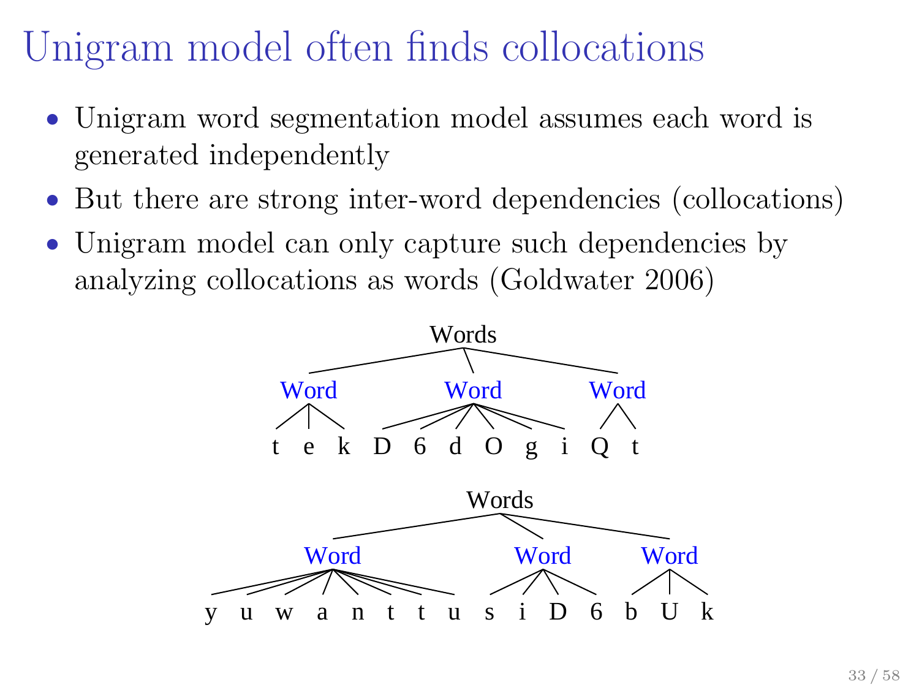# Unigram model often finds collocations

- Unigram word segmentation model assumes each word is generated independently
- But there are strong inter-word dependencies (collocations)
- Unigram model can only capture such dependencies by analyzing collocations as words (Goldwater 2006)

```
                Words
   ┌──────────────┼──────────────┐
  Word           Word           Word
 /  |  \    / /  /  \  \  \     /  \
t   e   k  D  6  d   O  g  i   Q    t
```

```
                     Words
   ┌───────────────────┼──────────────┐
  Word                Word           Word
 y u w a n t t u     s i D 6        b U k
```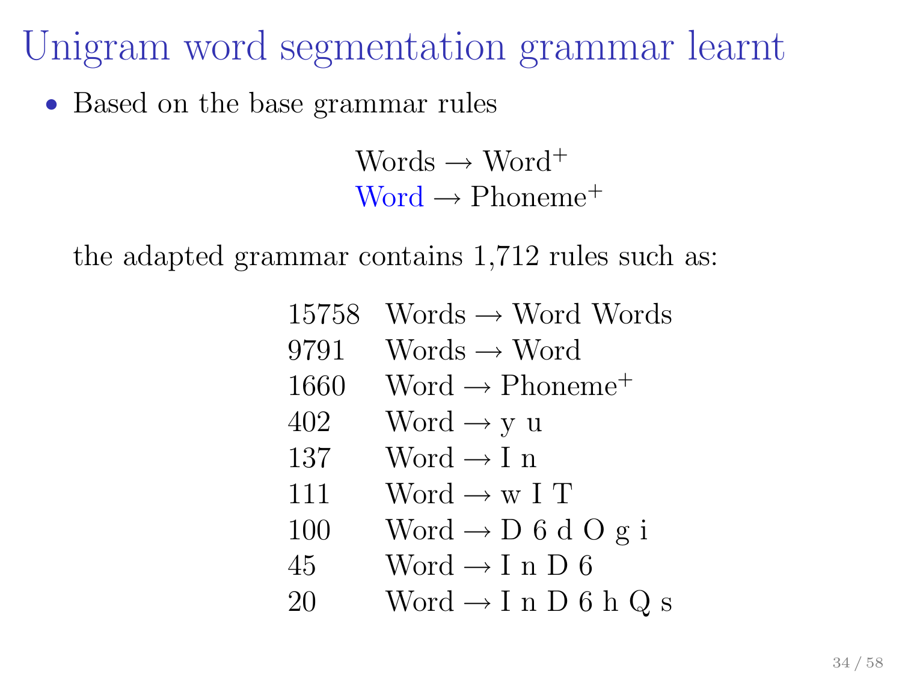# Unigram word segmentation grammar learnt

- Based on the base grammar rules

$$\text{Words} \rightarrow \text{Word}^{+}$$
$$\text{Word} \rightarrow \text{Phoneme}^{+}$$

the adapted grammar contains 1,712 rules such as:

| | |
|---|---|
| 15758 | Words → Word Words |
| 9791 | Words → Word |
| 1660 | Word → Phoneme$^{+}$ |
| 402 | Word → y u |
| 137 | Word → I n |
| 111 | Word → w I T |
| 100 | Word → D 6 d O g i |
| 45 | Word → I n D 6 |
| 20 | Word → I n D 6 h Q s |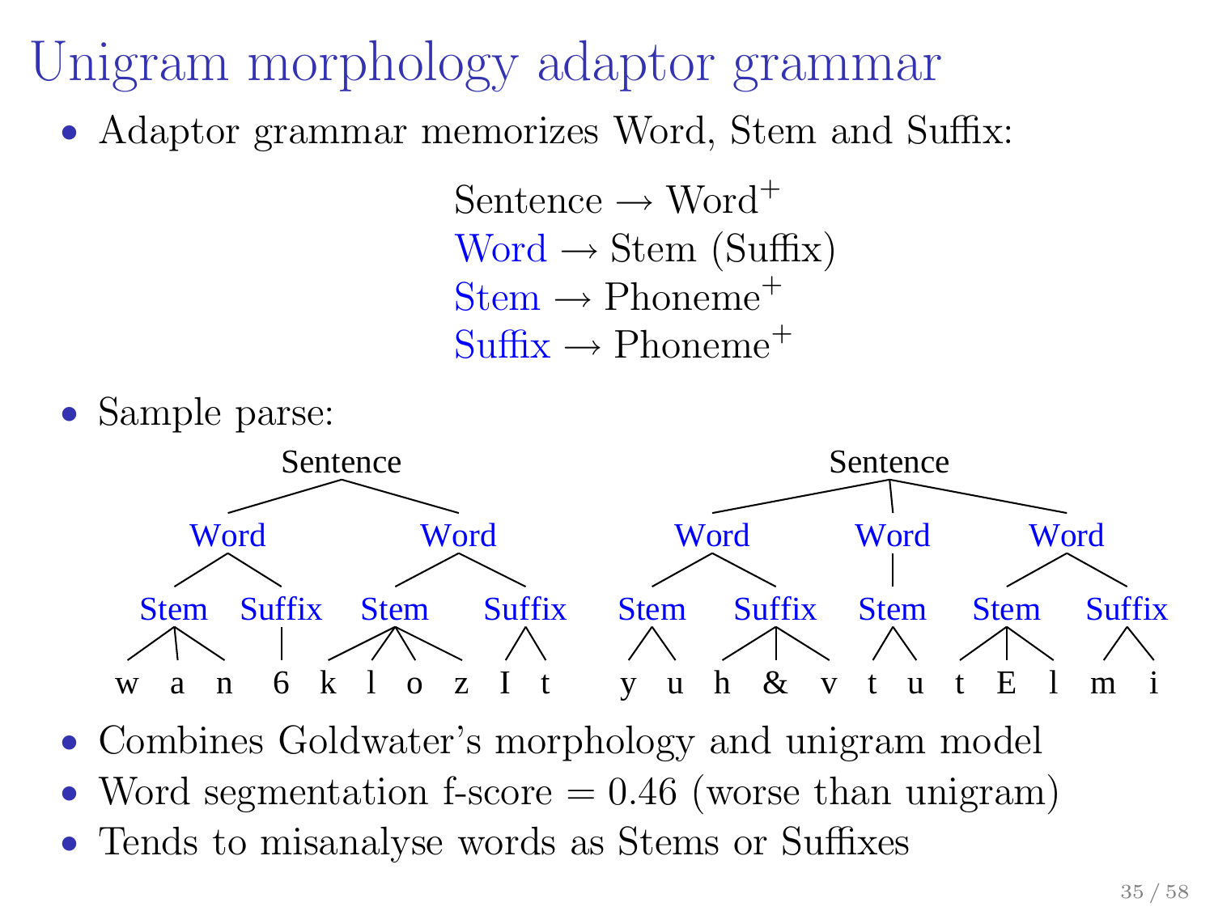# Unigram morphology adaptor grammar

- Adaptor grammar memorizes Word, Stem and Suffix:

$$\text{Sentence} \rightarrow \text{Word}^+$$
$$\text{Word} \rightarrow \text{Stem (Suffix)}$$
$$\text{Stem} \rightarrow \text{Phoneme}^+$$
$$\text{Suffix} \rightarrow \text{Phoneme}^+$$

- Sample parse:

```
(Sentence (Word (Stem w a n) (Suffix 6)) (Word (Stem k l o z) (Suffix I t)))

(Sentence (Word (Stem y u) (Suffix h & v)) (Word (Stem t u)) (Word (Stem t E l) (Suffix m i)))
```

- Combines Goldwater's morphology and unigram model
- Word segmentation f-score = 0.46 (worse than unigram)
- Tends to misanalyse words as Stems or Suffixes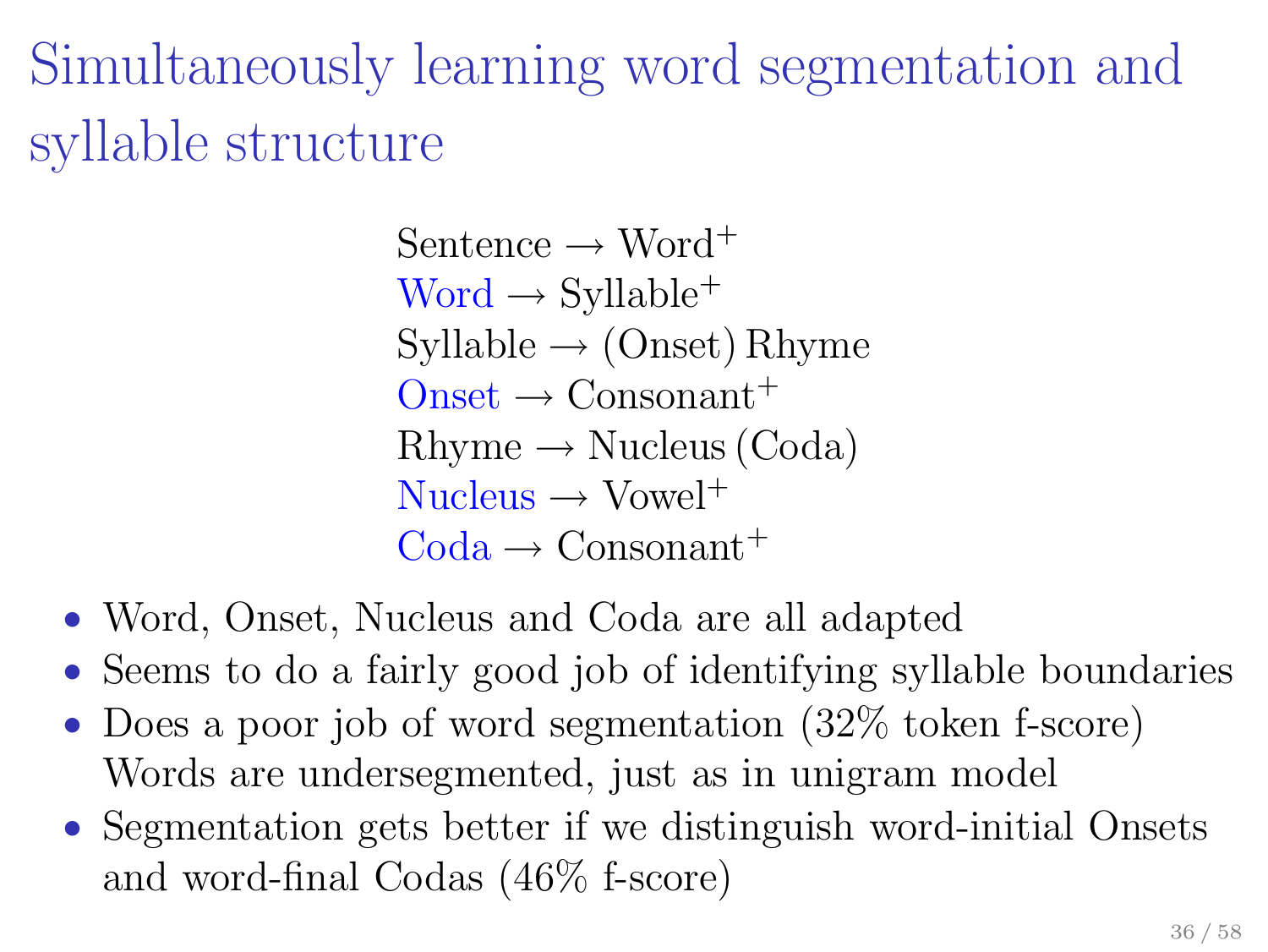# Simultaneously learning word segmentation and syllable structure

$$
\begin{aligned}
&\text{Sentence} \rightarrow \text{Word}^+ \\
&\text{Word} \rightarrow \text{Syllable}^+ \\
&\text{Syllable} \rightarrow (\text{Onset})\,\text{Rhyme} \\
&\text{Onset} \rightarrow \text{Consonant}^+ \\
&\text{Rhyme} \rightarrow \text{Nucleus}\,(\text{Coda}) \\
&\text{Nucleus} \rightarrow \text{Vowel}^+ \\
&\text{Coda} \rightarrow \text{Consonant}^+
\end{aligned}
$$

- Word, Onset, Nucleus and Coda are all adapted
- Seems to do a fairly good job of identifying syllable boundaries
- Does a poor job of word segmentation (32% token f-score)
  Words are undersegmented, just as in unigram model
- Segmentation gets better if we distinguish word-initial Onsets and word-final Codas (46% f-score)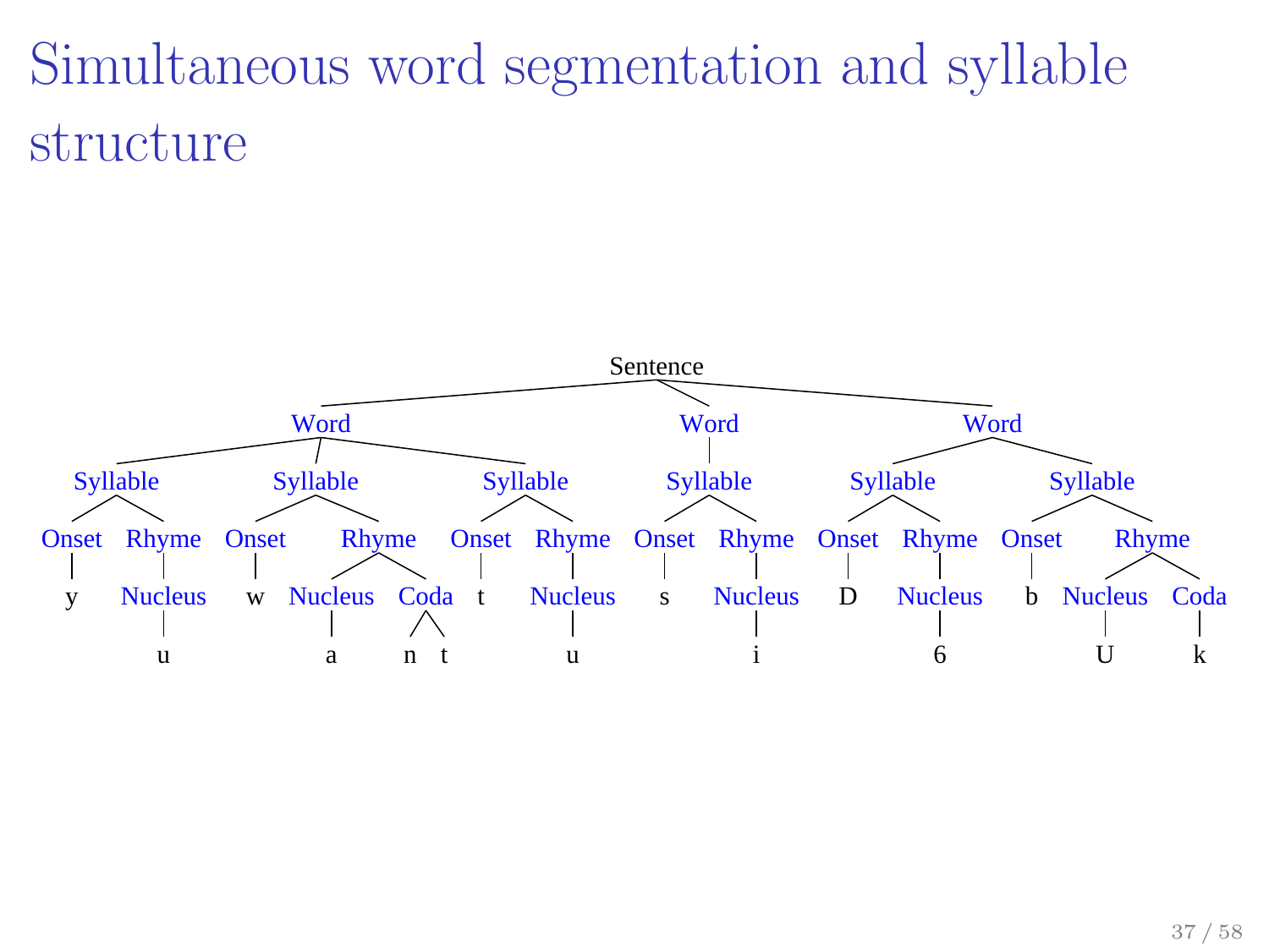# Simultaneous word segmentation and syllable structure

```
Sentence
├── Word
│   ├── Syllable
│   │   ├── Onset: y
│   │   └── Rhyme
│   │       └── Nucleus: u
│   ├── Syllable
│   │   ├── Onset: w
│   │   └── Rhyme
│   │       ├── Nucleus: a
│   │       └── Coda: n t
│   └── Syllable
│       ├── Onset: t
│       └── Rhyme
│           └── Nucleus: u
├── Word
│   └── Syllable
│       ├── Onset: s
│       └── Rhyme
│           └── Nucleus: i
└── Word
    ├── Syllable
    │   ├── Onset: D
    │   └── Rhyme
    │       └── Nucleus: 6
    └── Syllable
        ├── Onset: b
        └── Rhyme
            ├── Nucleus: U
            └── Coda: k
```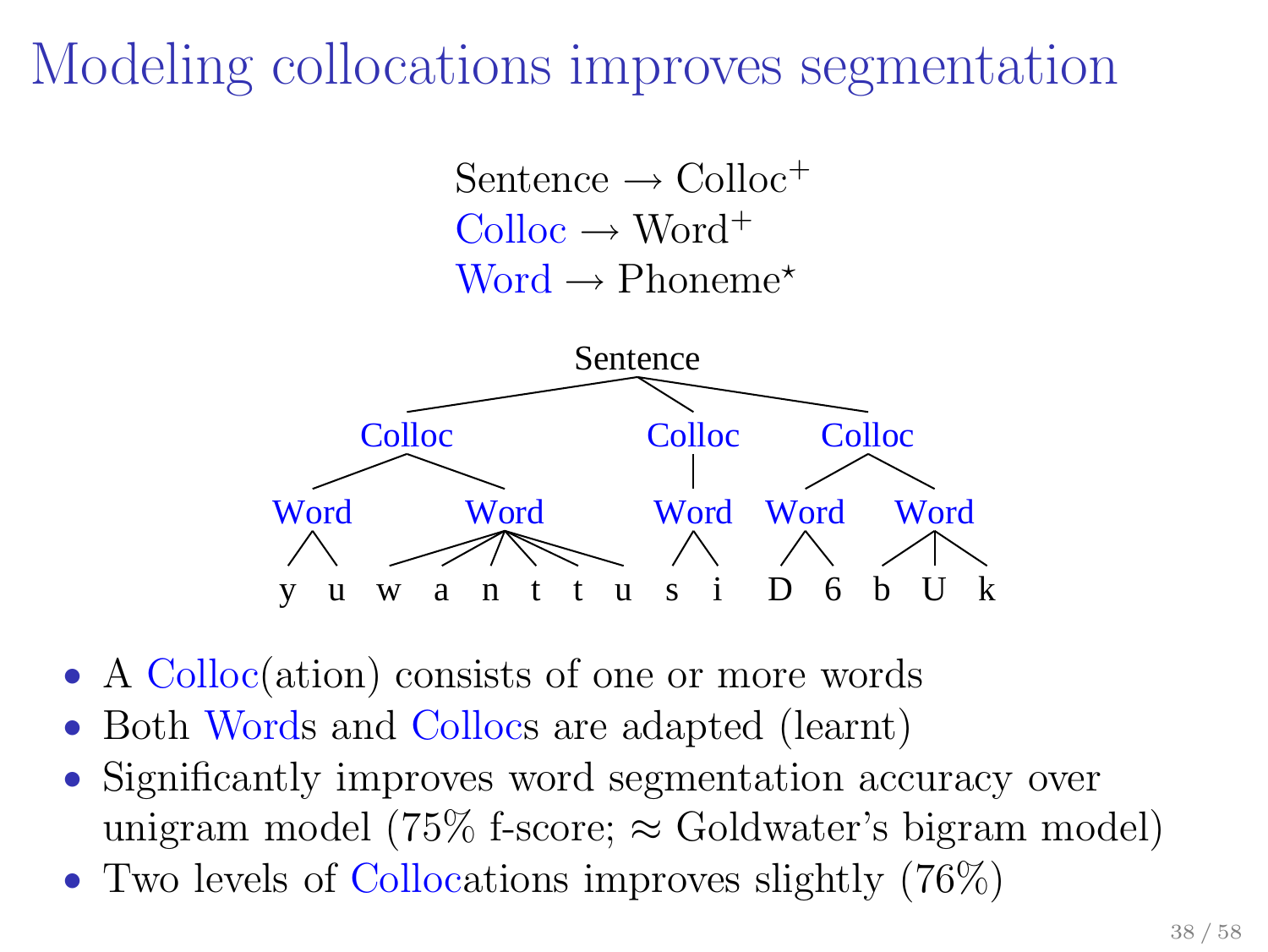# Modeling collocations improves segmentation

$$
\begin{aligned}
\text{Sentence} &\rightarrow \text{Colloc}^{+} \\
\text{Colloc} &\rightarrow \text{Word}^{+} \\
\text{Word} &\rightarrow \text{Phoneme}^{\star}
\end{aligned}
$$

- A Colloc(ation) consists of one or more words
- Both Words and Collocs are adapted (learnt)
- Significantly improves word segmentation accuracy over unigram model (75% f-score; ≈ Goldwater's bigram model)
- Two levels of Collocations improves slightly (76%)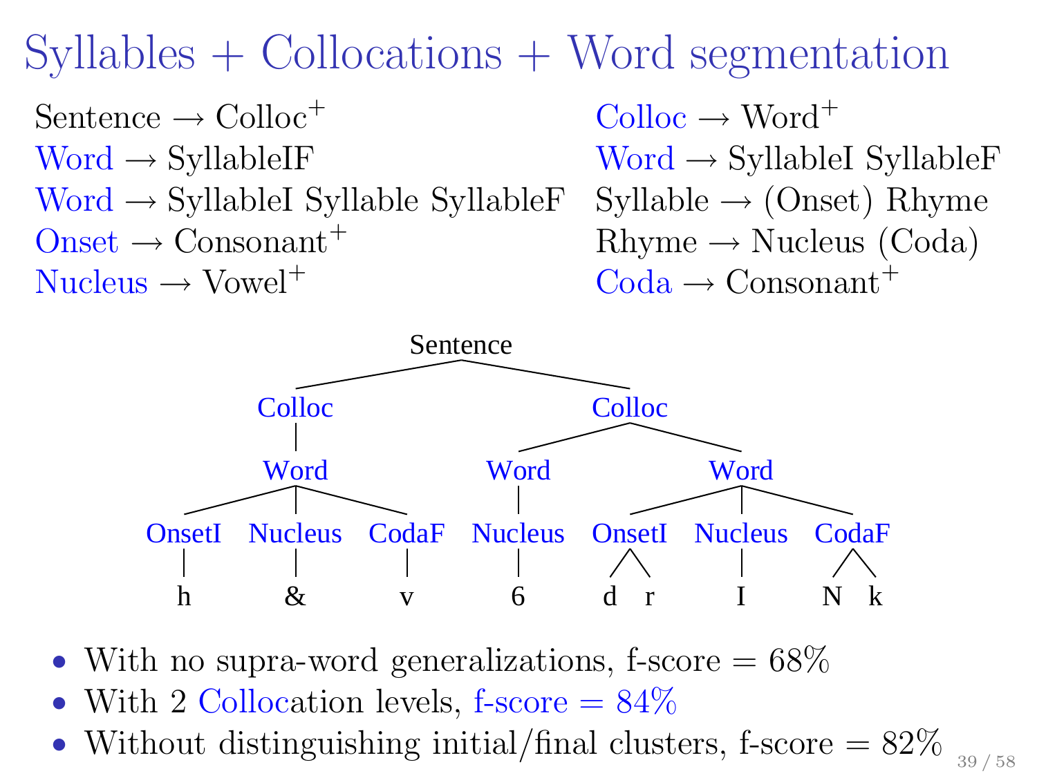# Syllables + Collocations + Word segmentation

Sentence → Colloc$^+$
Colloc → Word$^+$
Word → SyllableIF
Word → SyllableI SyllableF
Word → SyllableI Syllable SyllableF
Syllable → (Onset) Rhyme
Onset → Consonant$^+$
Rhyme → Nucleus (Coda)
Nucleus → Vowel$^+$
Coda → Consonant$^+$

```
Sentence
├── Colloc
│   └── Word
│       ├── OnsetI ── h
│       ├── Nucleus ── &
│       └── CodaF ── v
└── Colloc
    ├── Word
    │   └── Nucleus ── 6
    └── Word
        ├── OnsetI ── d r
        ├── Nucleus ── I
        └── CodaF ── N k
```

- With no supra-word generalizations, f-score = 68%
- With 2 Collocation levels, f-score = 84%
- Without distinguishing initial/final clusters, f-score = 82%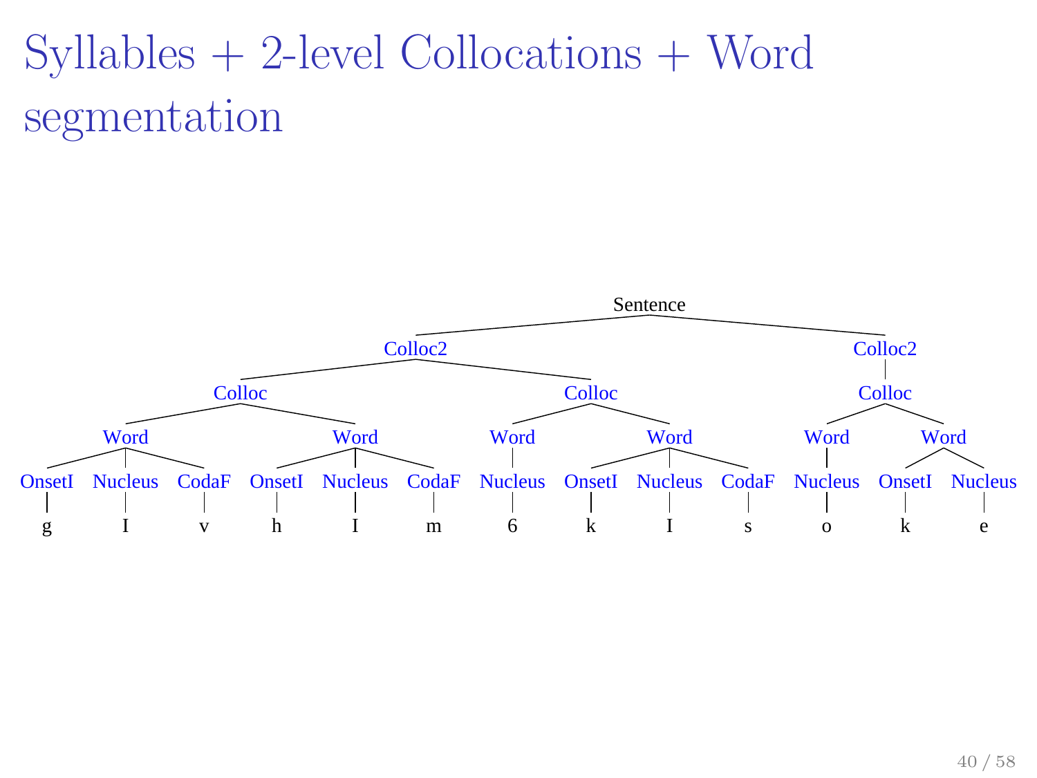# Syllables + 2-level Collocations + Word segmentation

```
Sentence
├── Colloc2
│   ├── Colloc
│   │   ├── Word
│   │   │   ├── OnsetI ── g
│   │   │   ├── Nucleus ── I
│   │   │   └── CodaF ── v
│   │   └── Word
│   │       ├── OnsetI ── h
│   │       ├── Nucleus ── I
│   │       └── CodaF ── m
│   └── Colloc
│       ├── Word
│       │   └── Nucleus ── 6
│       └── Word
│           ├── OnsetI ── k
│           ├── Nucleus ── I
│           └── CodaF ── s
└── Colloc2
    └── Colloc
        ├── Word
        │   └── Nucleus ── o
        └── Word
            ├── OnsetI ── k
            └── Nucleus ── e
```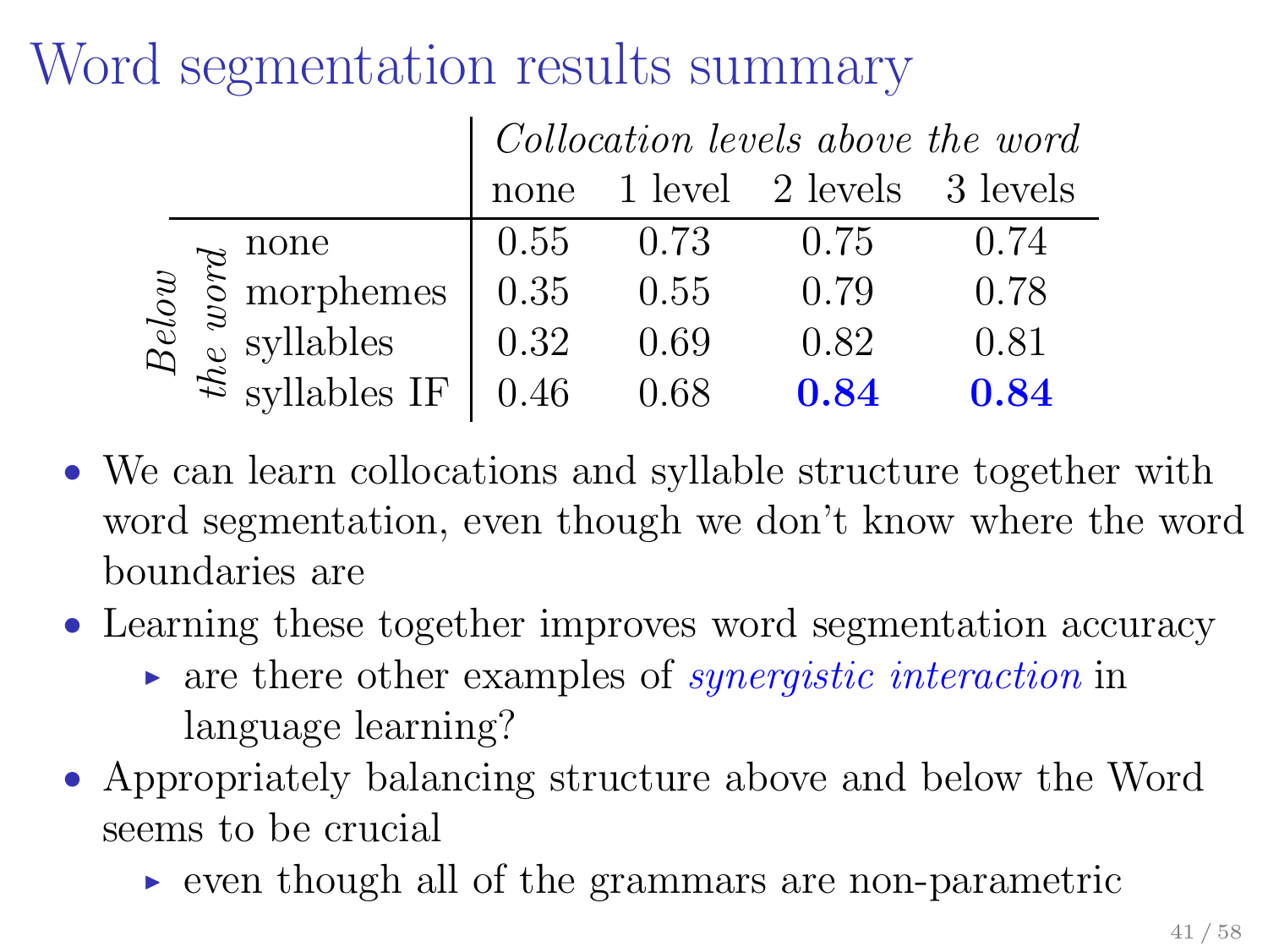# Word segmentation results summary

| *Below the word* | *Collocation levels above the word* | | | |
|---|---|---|---|---|
| | none | 1 level | 2 levels | 3 levels |
| none | 0.55 | 0.73 | 0.75 | 0.74 |
| morphemes | 0.35 | 0.55 | 0.79 | 0.78 |
| syllables | 0.32 | 0.69 | 0.82 | 0.81 |
| syllables IF | 0.46 | 0.68 | **0.84** | **0.84** |

- We can learn collocations and syllable structure together with word segmentation, even though we don't know where the word boundaries are
- Learning these together improves word segmentation accuracy
  - are there other examples of *synergistic interaction* in language learning?
- Appropriately balancing structure above and below the Word seems to be crucial
  - even though all of the grammars are non-parametric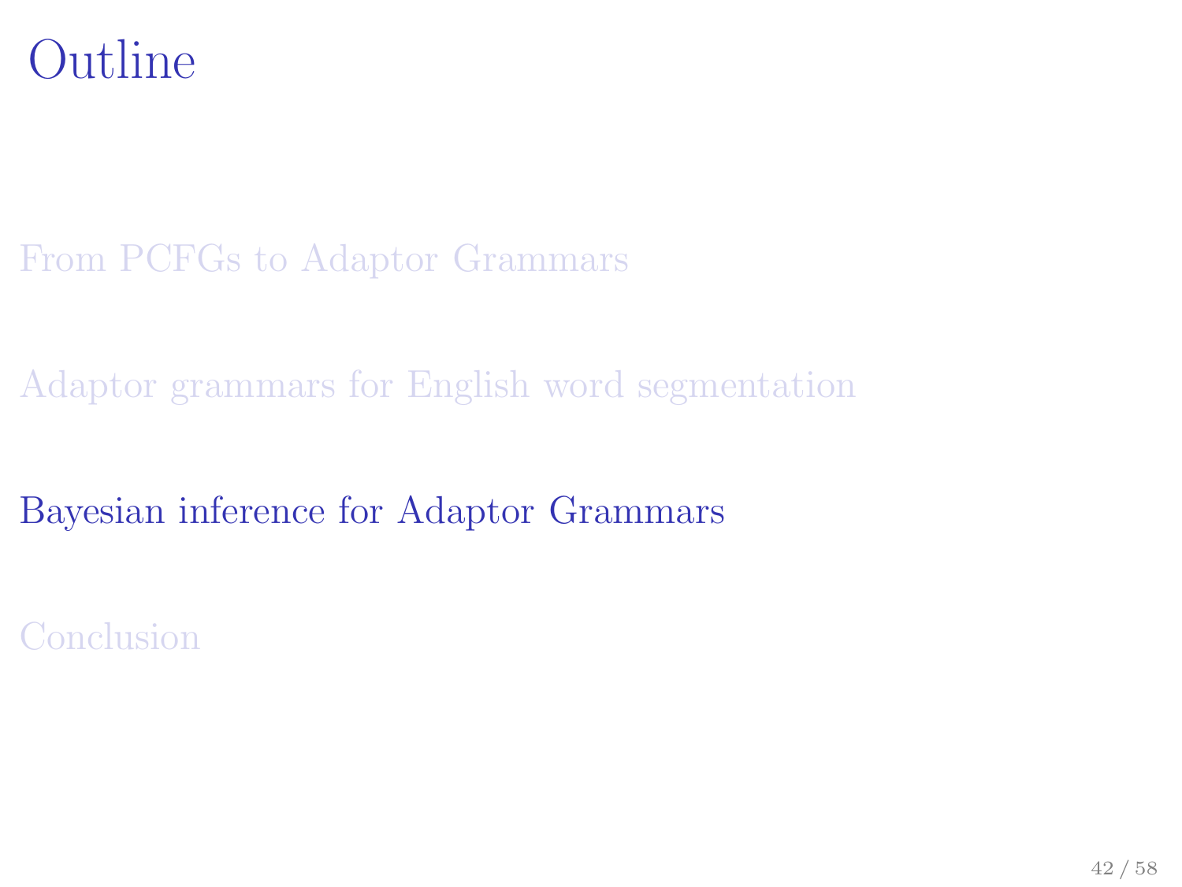# Outline

From PCFGs to Adaptor Grammars

Adaptor grammars for English word segmentation

Bayesian inference for Adaptor Grammars

Conclusion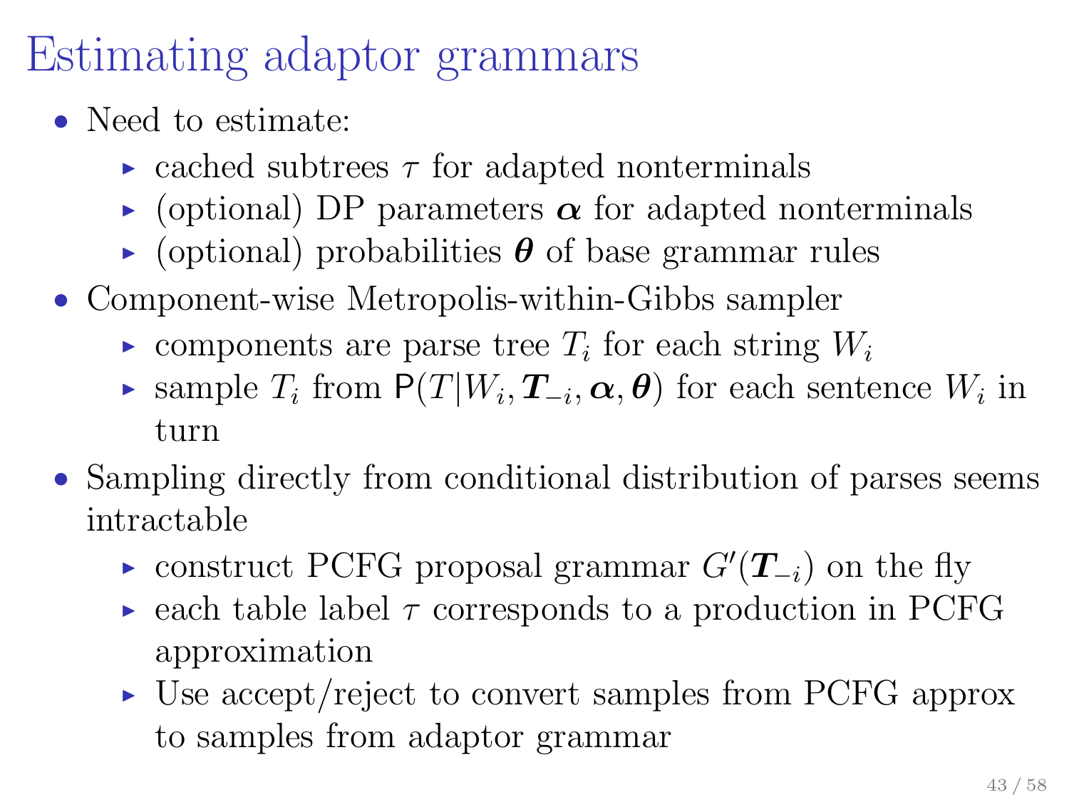# Estimating adaptor grammars

- Need to estimate:
  - cached subtrees $\tau$ for adapted nonterminals
  - (optional) DP parameters $\boldsymbol{\alpha}$ for adapted nonterminals
  - (optional) probabilities $\boldsymbol{\theta}$ of base grammar rules
- Component-wise Metropolis-within-Gibbs sampler
  - components are parse tree $T_i$ for each string $W_i$
  - sample $T_i$ from $\mathsf{P}(T|W_i, \boldsymbol{T}_{-i}, \boldsymbol{\alpha}, \boldsymbol{\theta})$ for each sentence $W_i$ in turn
- Sampling directly from conditional distribution of parses seems intractable
  - construct PCFG proposal grammar $G'(\boldsymbol{T}_{-i})$ on the fly
  - each table label $\tau$ corresponds to a production in PCFG approximation
  - Use accept/reject to convert samples from PCFG approx to samples from adaptor grammar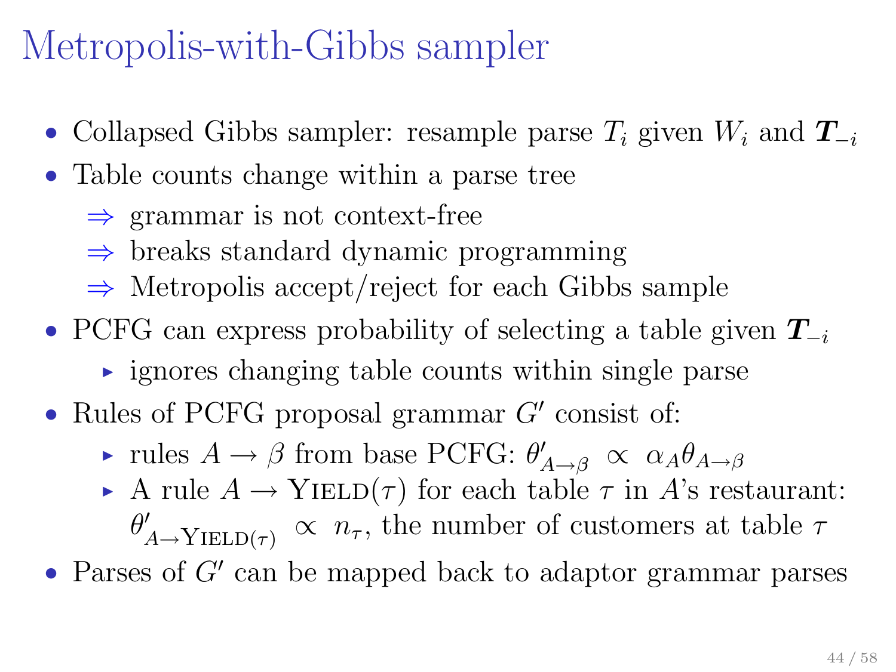# Metropolis-with-Gibbs sampler

- Collapsed Gibbs sampler: resample parse $T_i$ given $W_i$ and $\boldsymbol{T}_{-i}$
- Table counts change within a parse tree
  - ⇒ grammar is not context-free
  - ⇒ breaks standard dynamic programming
  - ⇒ Metropolis accept/reject for each Gibbs sample
- PCFG can express probability of selecting a table given $\boldsymbol{T}_{-i}$
  - ignores changing table counts within single parse
- Rules of PCFG proposal grammar $G'$ consist of:
  - rules $A \to \beta$ from base PCFG: $\theta'_{A\to\beta} \propto \alpha_A \theta_{A\to\beta}$
  - A rule $A \to \textsc{Yield}(\tau)$ for each table $\tau$ in $A$'s restaurant: $\theta'_{A\to\textsc{Yield}(\tau)} \propto n_\tau$, the number of customers at table $\tau$
- Parses of $G'$ can be mapped back to adaptor grammar parses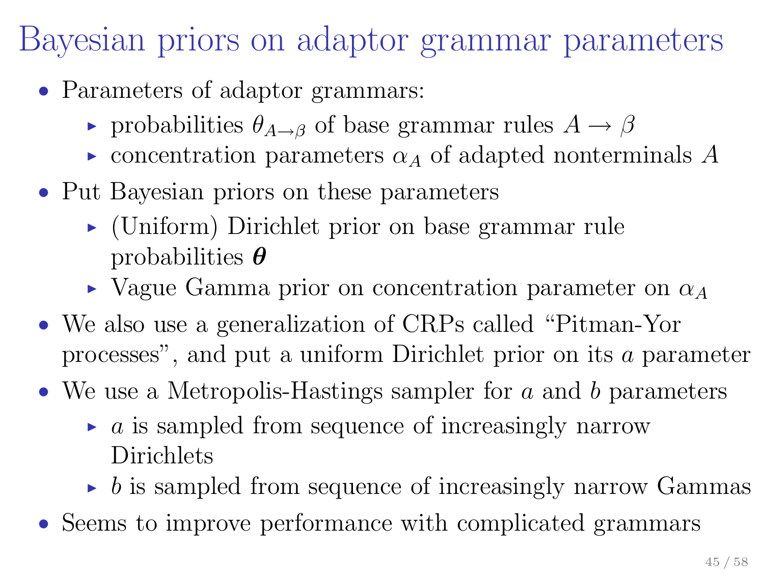# Bayesian priors on adaptor grammar parameters

- Parameters of adaptor grammars:
  - probabilities $\theta_{A \to \beta}$ of base grammar rules $A \to \beta$
  - concentration parameters $\alpha_A$ of adapted nonterminals $A$
- Put Bayesian priors on these parameters
  - (Uniform) Dirichlet prior on base grammar rule probabilities $\boldsymbol{\theta}$
  - Vague Gamma prior on concentration parameter on $\alpha_A$
- We also use a generalization of CRPs called "Pitman-Yor processes", and put a uniform Dirichlet prior on its $a$ parameter
- We use a Metropolis-Hastings sampler for $a$ and $b$ parameters
  - $a$ is sampled from sequence of increasingly narrow Dirichlets
  - $b$ is sampled from sequence of increasingly narrow Gammas
- Seems to improve performance with complicated grammars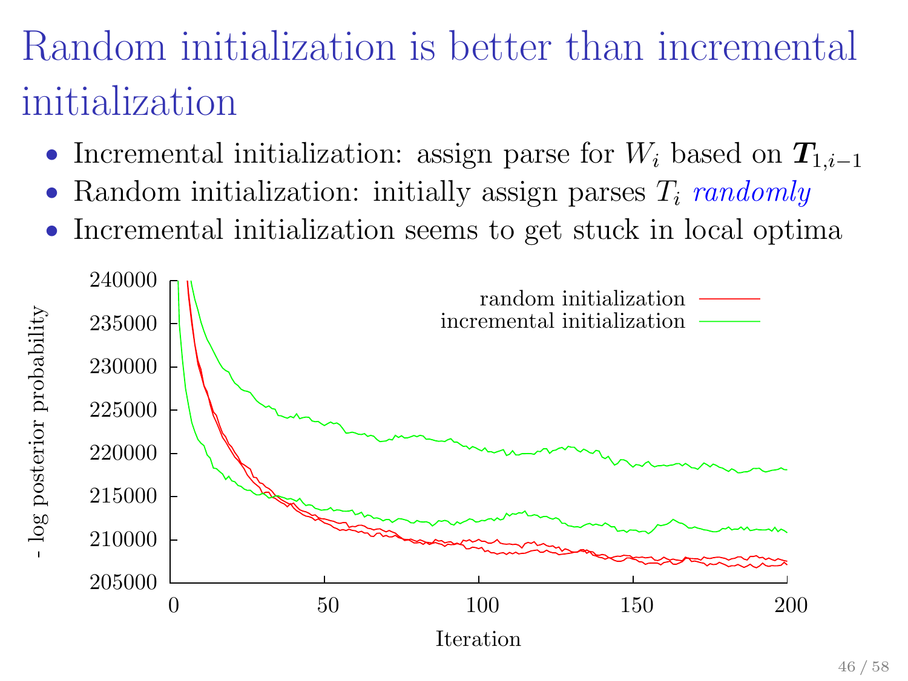# Random initialization is better than incremental initialization

- Incremental initialization: assign parse for $W_i$ based on $\boldsymbol{T}_{1,i-1}$
- Random initialization: initially assign parses $T_i$ *randomly*
- Incremental initialization seems to get stuck in local optima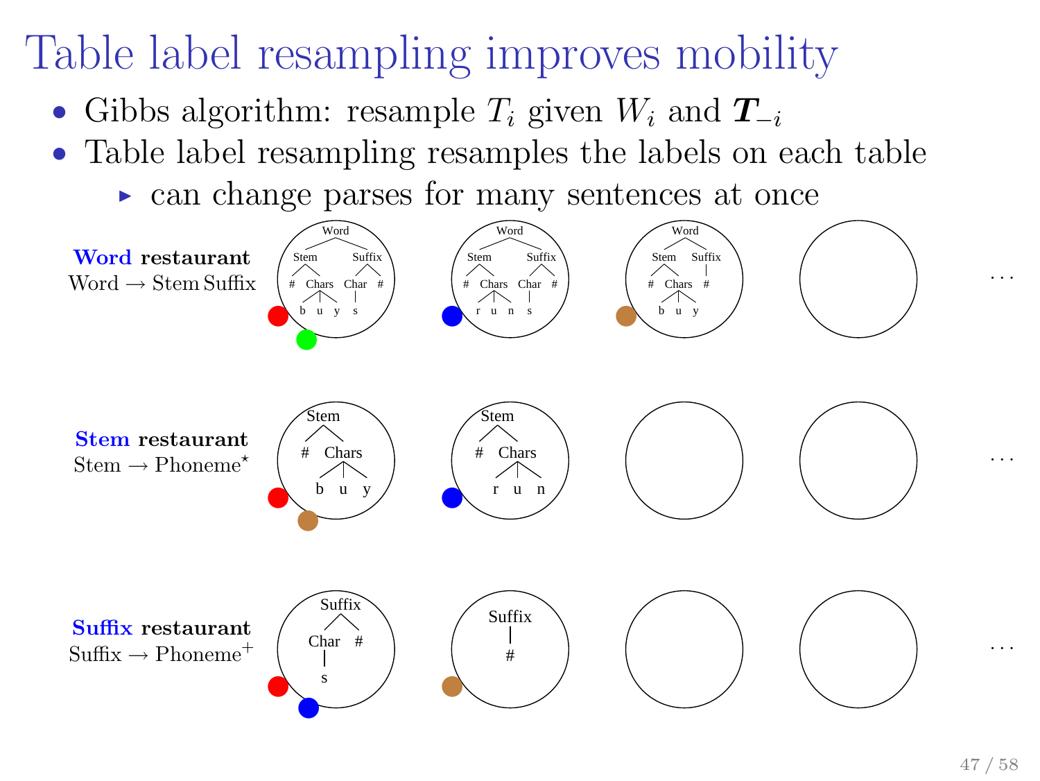# Table label resampling improves mobility

- Gibbs algorithm: resample $T_i$ given $W_i$ and $\boldsymbol{T}_{-i}$
- Table label resampling resamples the labels on each table
  - can change parses for many sentences at once

**Word restaurant**
Word → Stem Suffix

**Stem restaurant**
Stem → Phoneme$^\star$

**Suffix restaurant**
Suffix → Phoneme$^+$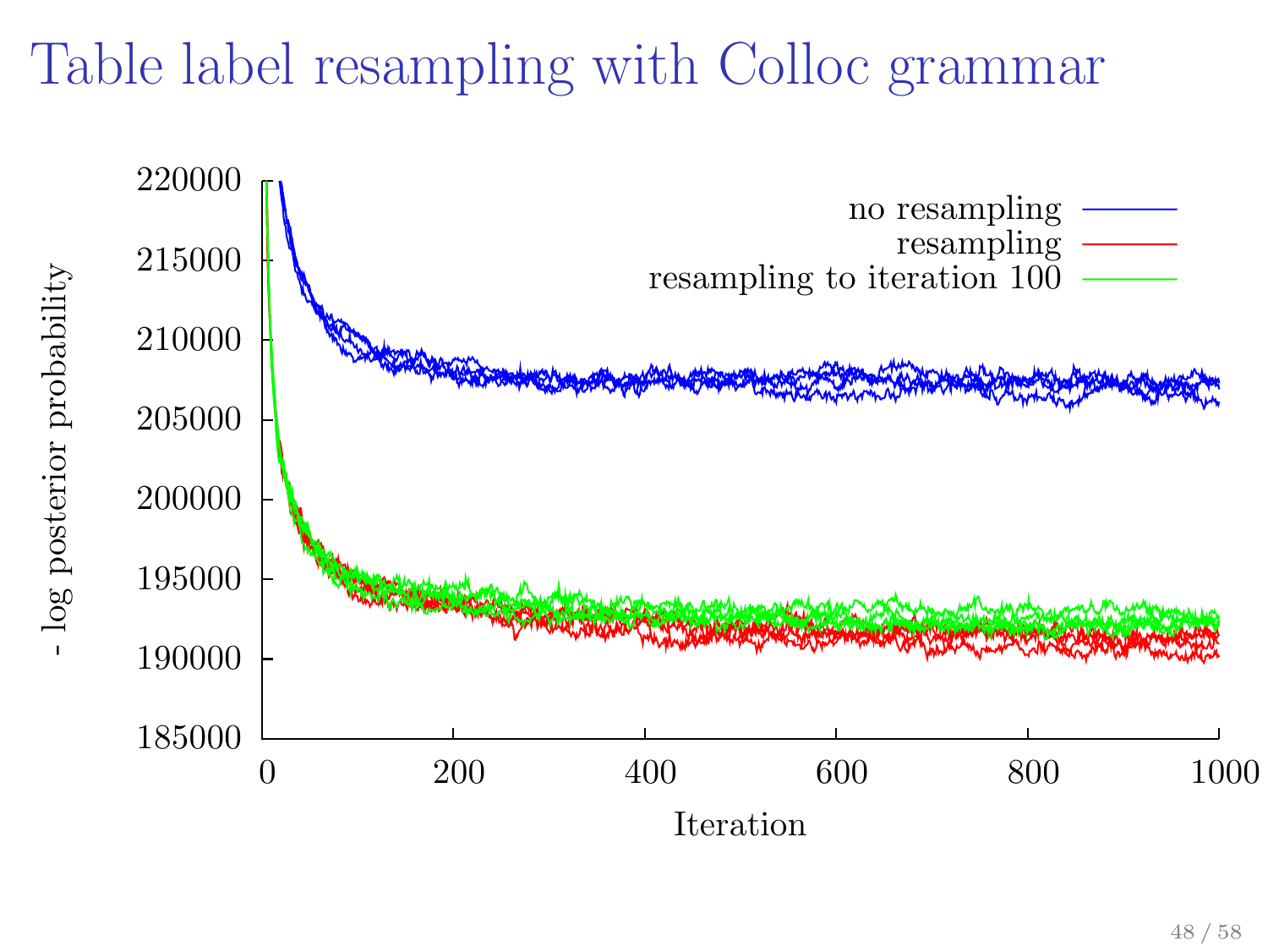# Table label resampling with Colloc grammar

- log posterior probability (y-axis: 185000 – 220000)

Iteration (x-axis: 0 – 1000)

Legend:
- no resampling
- resampling
- resampling to iteration 100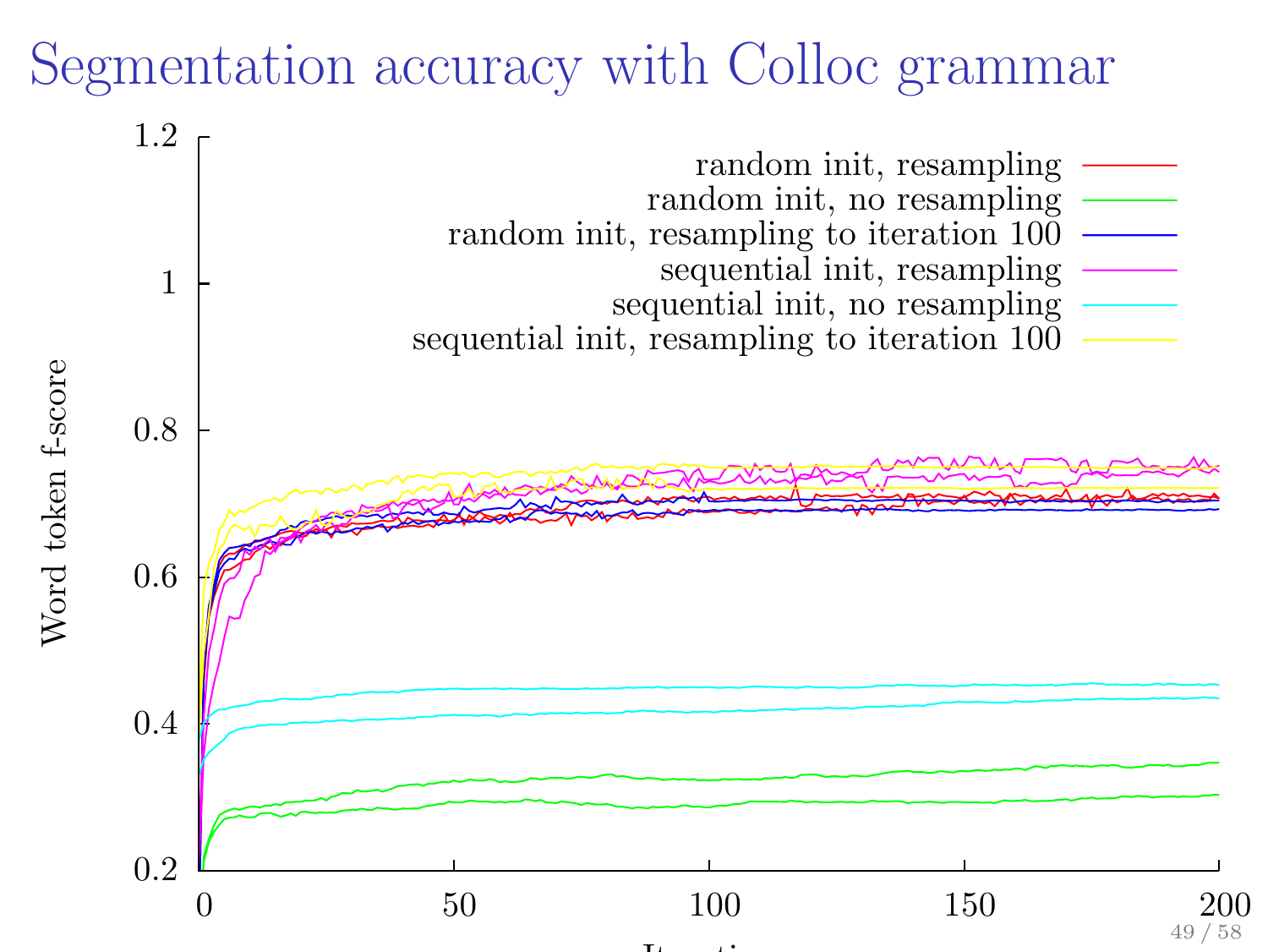# Segmentation accuracy with Colloc grammar

Word token f-score

| Legend |
| --- |
| random init, resampling |
| random init, no resampling |
| random init, resampling to iteration 100 |
| sequential init, resampling |
| sequential init, no resampling |
| sequential init, resampling to iteration 100 |

Y-axis: 0.2, 0.4, 0.6, 0.8, 1, 1.2

X-axis: 0, 50, 100, 150, 200

Iteration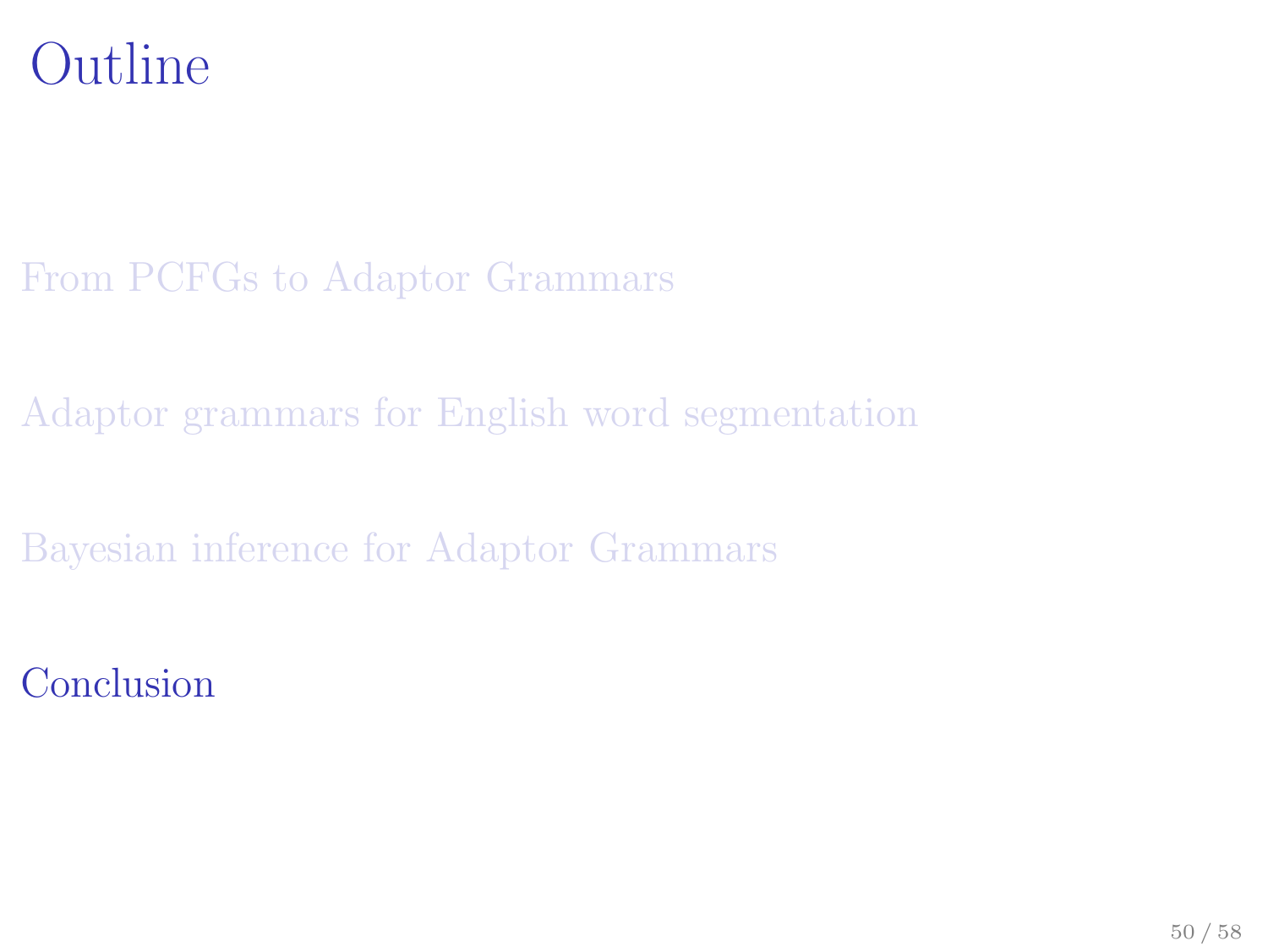# Outline

From PCFGs to Adaptor Grammars

Adaptor grammars for English word segmentation

Bayesian inference for Adaptor Grammars

Conclusion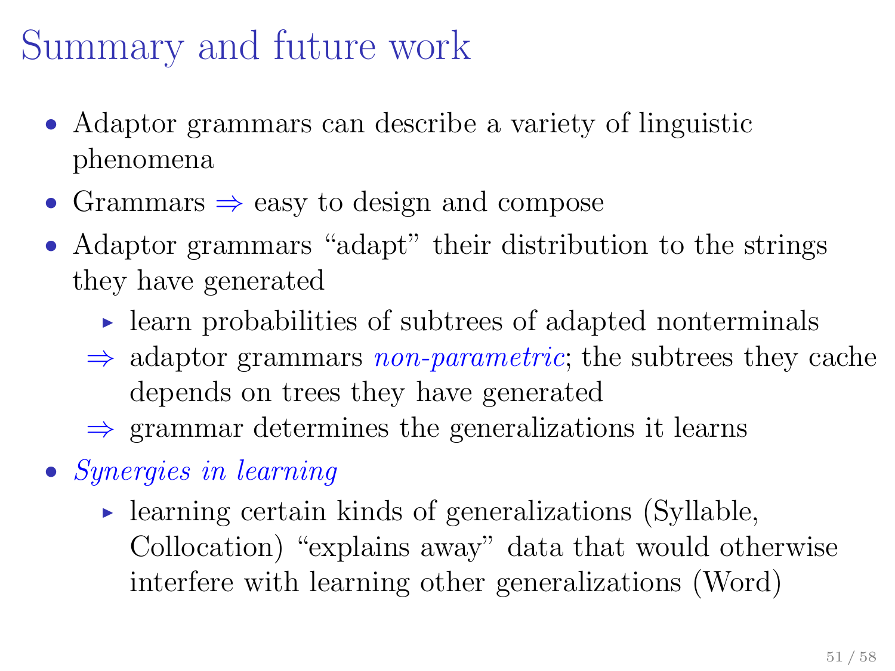# Summary and future work

- Adaptor grammars can describe a variety of linguistic phenomena
- Grammars $\Rightarrow$ easy to design and compose
- Adaptor grammars "adapt" their distribution to the strings they have generated
  - learn probabilities of subtrees of adapted nonterminals
  
  $\Rightarrow$ adaptor grammars *non-parametric*; the subtrees they cache depends on trees they have generated
  
  $\Rightarrow$ grammar determines the generalizations it learns
- *Synergies in learning*
  - learning certain kinds of generalizations (Syllable, Collocation) "explains away" data that would otherwise interfere with learning other generalizations (Word)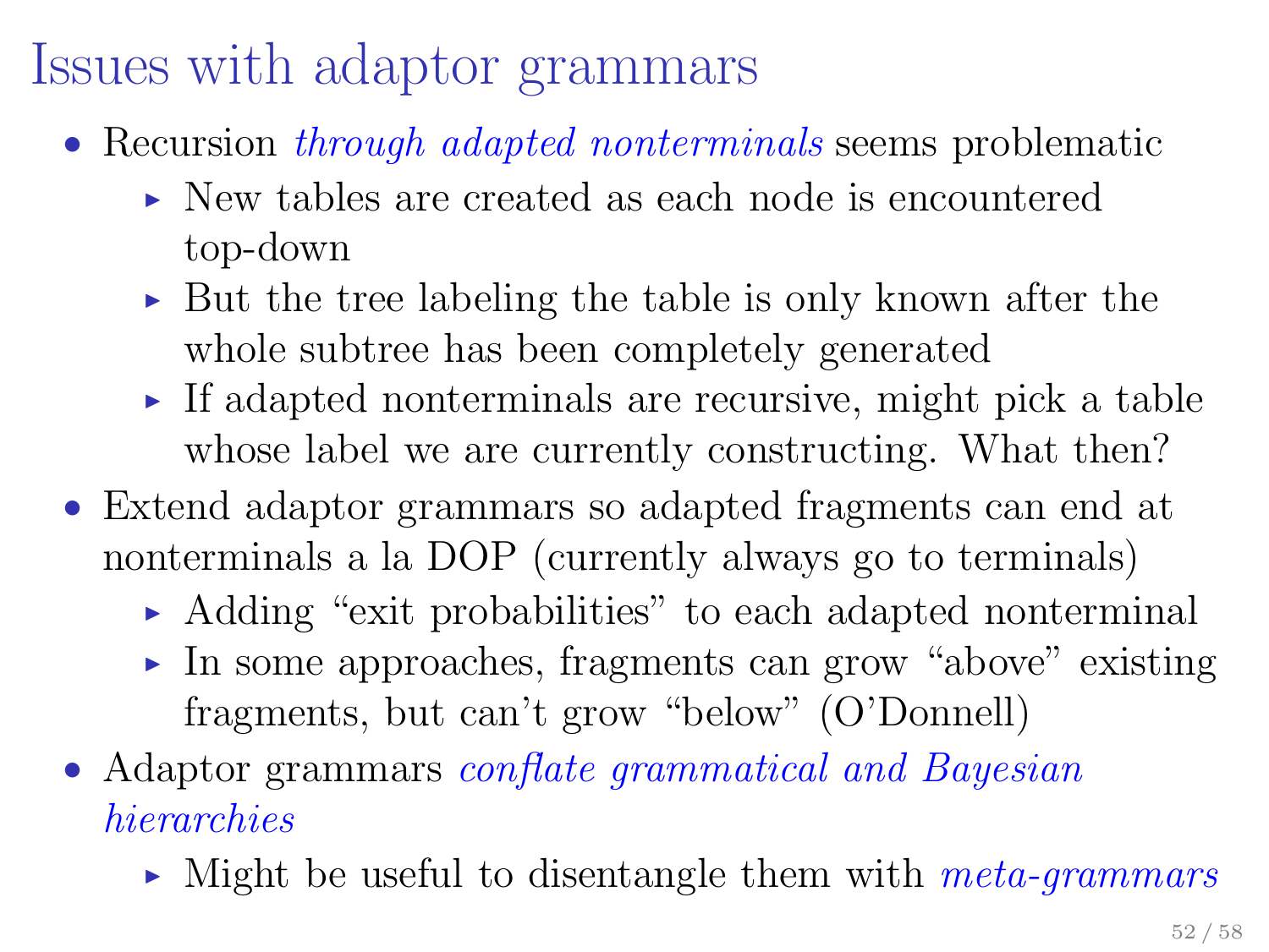# Issues with adaptor grammars

- Recursion *through adapted nonterminals* seems problematic
  - New tables are created as each node is encountered top-down
  - But the tree labeling the table is only known after the whole subtree has been completely generated
  - If adapted nonterminals are recursive, might pick a table whose label we are currently constructing. What then?
- Extend adaptor grammars so adapted fragments can end at nonterminals a la DOP (currently always go to terminals)
  - Adding "exit probabilities" to each adapted nonterminal
  - In some approaches, fragments can grow "above" existing fragments, but can't grow "below" (O'Donnell)
- Adaptor grammars *conflate grammatical and Bayesian hierarchies*
  - Might be useful to disentangle them with *meta-grammars*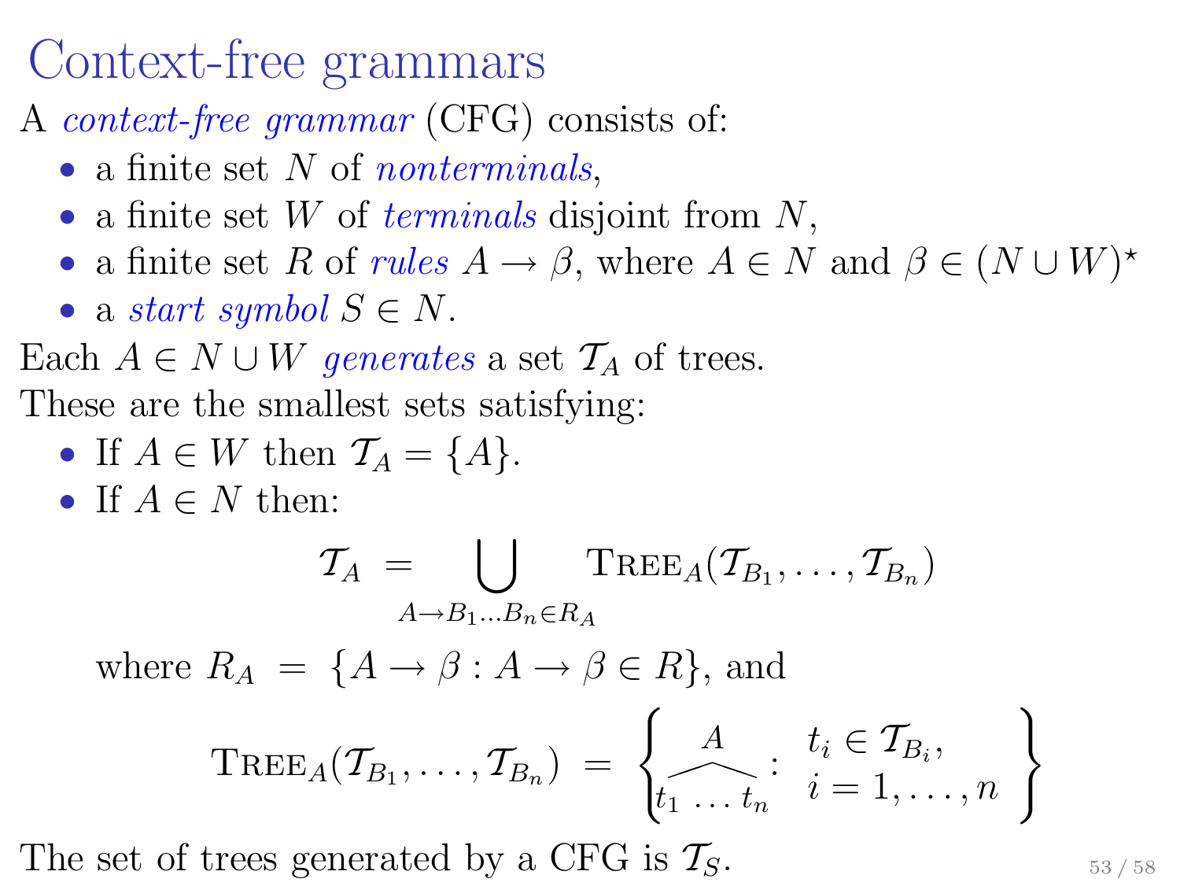# Context-free grammars

A *context-free grammar* (CFG) consists of:

- a finite set $N$ of *nonterminals*,
- a finite set $W$ of *terminals* disjoint from $N$,
- a finite set $R$ of *rules* $A \to \beta$, where $A \in N$ and $\beta \in (N \cup W)^\star$
- a *start symbol* $S \in N$.

Each $A \in N \cup W$ *generates* a set $\mathcal{T}_A$ of trees.
These are the smallest sets satisfying:

- If $A \in W$ then $\mathcal{T}_A = \{A\}$.
- If $A \in N$ then:

$$\mathcal{T}_A \;=\; \bigcup_{A \to B_1 \ldots B_n \in R_A} \textsc{Tree}_A(\mathcal{T}_{B_1}, \ldots, \mathcal{T}_{B_n})$$

  where $R_A \;=\; \{A \to \beta : A \to \beta \in R\}$, and

$$\textsc{Tree}_A(\mathcal{T}_{B_1}, \ldots, \mathcal{T}_{B_n}) \;=\; \left\{ \overset{A}{\overbrace{t_1 \;\ldots\; t_n}} : \begin{array}{l} t_i \in \mathcal{T}_{B_i}, \\ i = 1, \ldots, n \end{array} \right\}$$

The set of trees generated by a CFG is $\mathcal{T}_S$.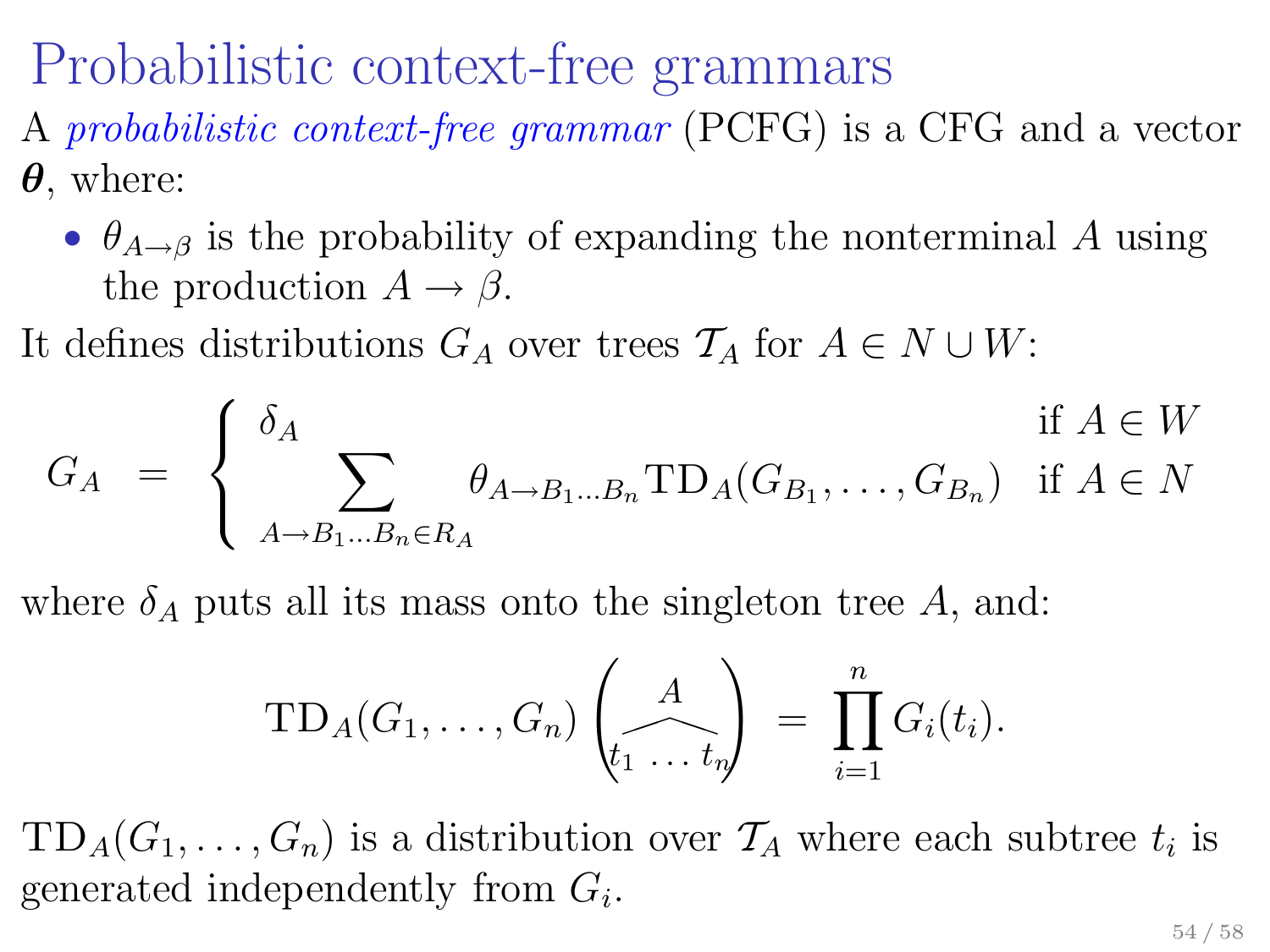# Probabilistic context-free grammars

A *probabilistic context-free grammar* (PCFG) is a CFG and a vector $\boldsymbol{\theta}$, where:

- $\theta_{A \to \beta}$ is the probability of expanding the nonterminal $A$ using the production $A \to \beta$.

It defines distributions $G_A$ over trees $\mathcal{T}_A$ for $A \in N \cup W$:

$$G_A = \begin{cases} \delta_A & \text{if } A \in W \\ \displaystyle\sum_{A \to B_1 \ldots B_n \in R_A} \theta_{A \to B_1 \ldots B_n} \mathrm{TD}_A(G_{B_1}, \ldots, G_{B_n}) & \text{if } A \in N \end{cases}$$

where $\delta_A$ puts all its mass onto the singleton tree $A$, and:

$$\mathrm{TD}_A(G_1, \ldots, G_n) \left( \begin{array}{c} A \\ \widehat{t_1 \; \ldots \; t_n} \end{array} \right) = \prod_{i=1}^{n} G_i(t_i).$$

$\mathrm{TD}_A(G_1, \ldots, G_n)$ is a distribution over $\mathcal{T}_A$ where each subtree $t_i$ is generated independently from $G_i$.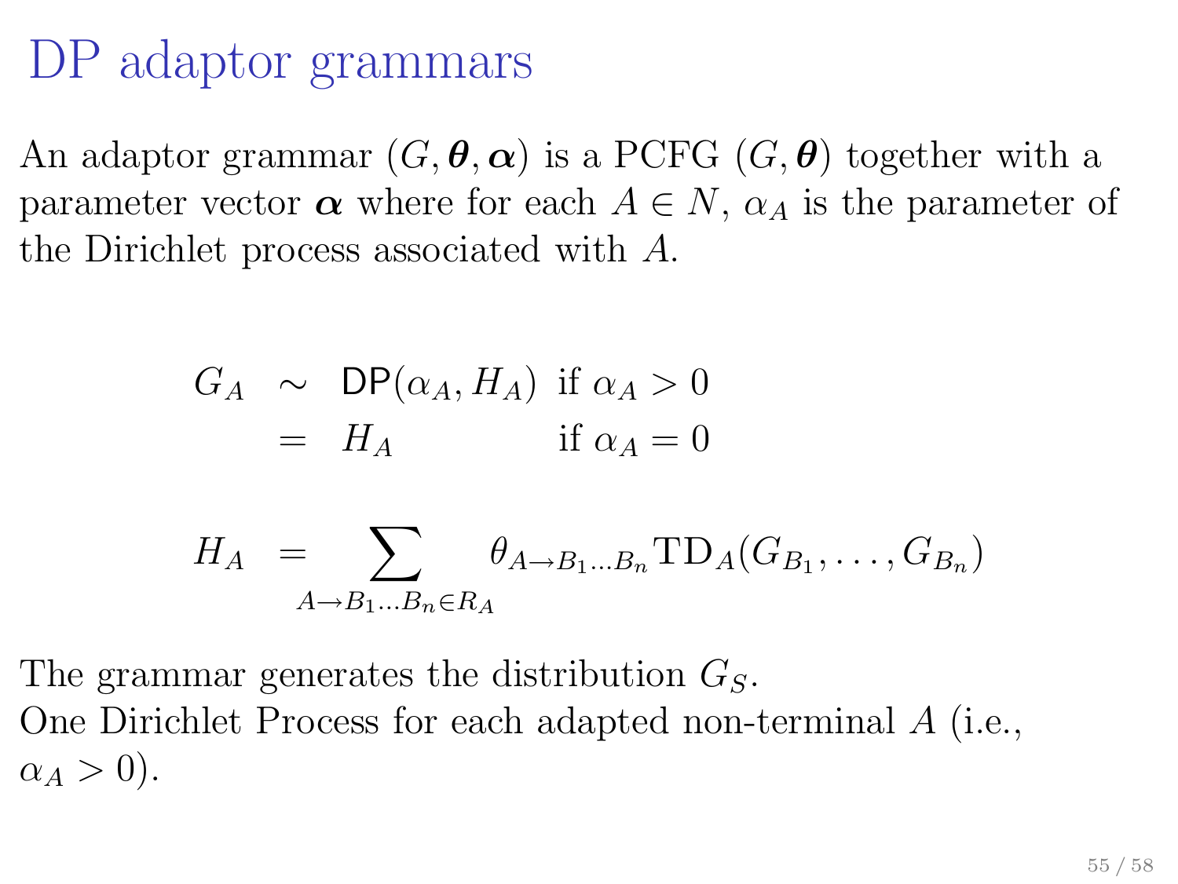# DP adaptor grammars

An adaptor grammar $(G, \boldsymbol{\theta}, \boldsymbol{\alpha})$ is a PCFG $(G, \boldsymbol{\theta})$ together with a parameter vector $\boldsymbol{\alpha}$ where for each $A \in N$, $\alpha_A$ is the parameter of the Dirichlet process associated with $A$.

$$
\begin{aligned}
G_A &\sim \mathsf{DP}(\alpha_A, H_A) \quad \text{if } \alpha_A > 0 \\
&= H_A \qquad\qquad\quad\;\; \text{if } \alpha_A = 0
\end{aligned}
$$

$$
H_A = \sum_{A \to B_1 \ldots B_n \in R_A} \theta_{A \to B_1 \ldots B_n} \mathrm{TD}_A(G_{B_1}, \ldots, G_{B_n})
$$

The grammar generates the distribution $G_S$.
One Dirichlet Process for each adapted non-terminal $A$ (i.e., $\alpha_A > 0$).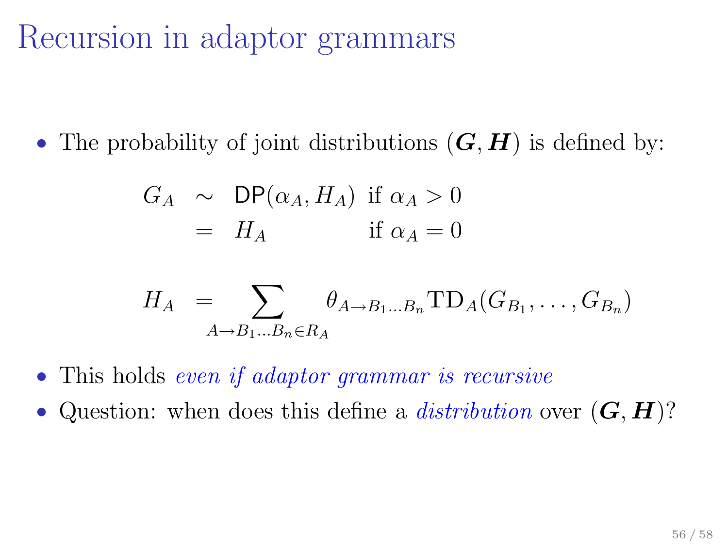# Recursion in adaptor grammars

- The probability of joint distributions $(\boldsymbol{G}, \boldsymbol{H})$ is defined by:

$$
\begin{aligned}
G_A &\sim \mathsf{DP}(\alpha_A, H_A) \text{ if } \alpha_A > 0 \\
&= H_A \qquad\qquad\;\; \text{if } \alpha_A = 0
\end{aligned}
$$

$$
H_A = \sum_{A \to B_1 \ldots B_n \in R_A} \theta_{A \to B_1 \ldots B_n} \mathrm{TD}_A(G_{B_1}, \ldots, G_{B_n})
$$

- This holds *even if adaptor grammar is recursive*
- Question: when does this define a *distribution* over $(\boldsymbol{G}, \boldsymbol{H})$?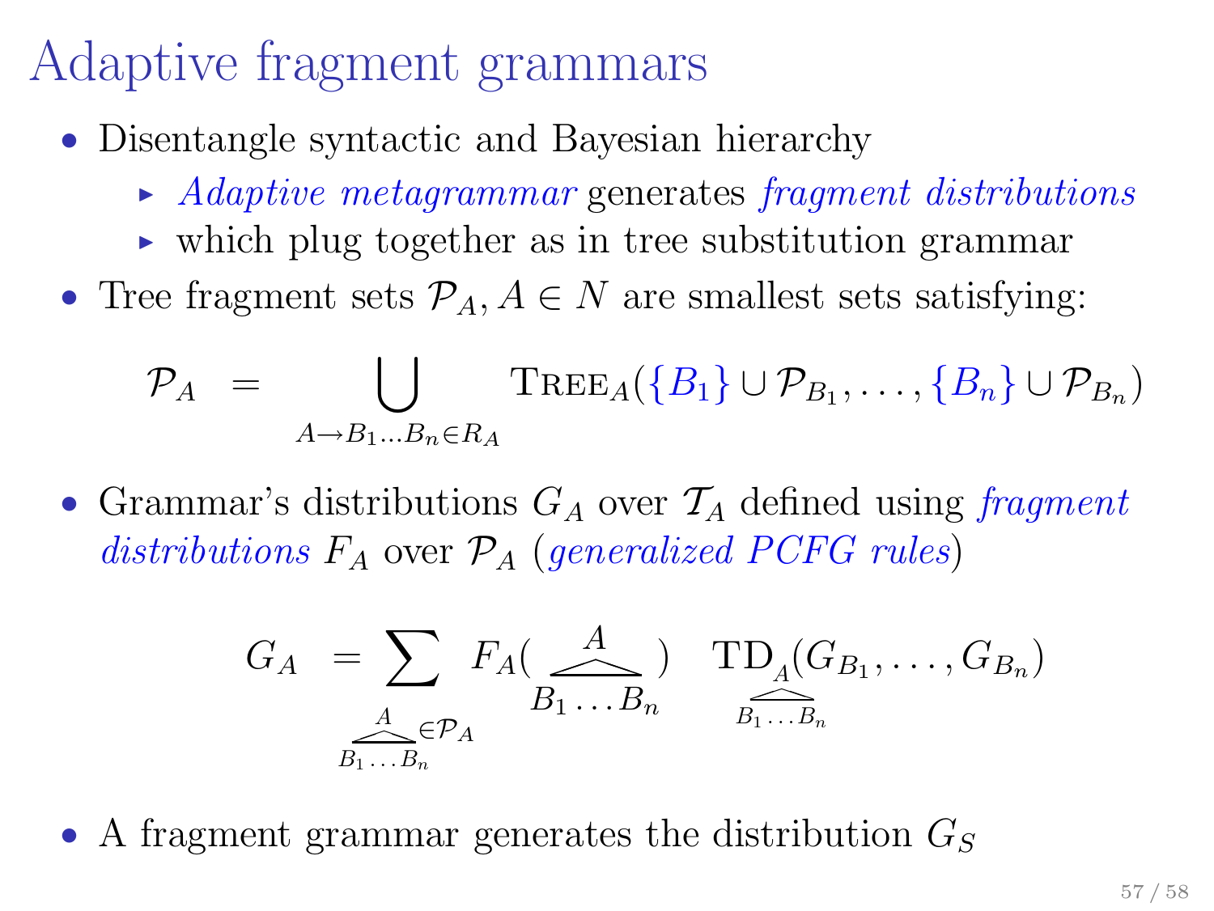# Adaptive fragment grammars

- Disentangle syntactic and Bayesian hierarchy
  - *Adaptive metagrammar* generates *fragment distributions*
  - which plug together as in tree substitution grammar
- Tree fragment sets $\mathcal{P}_A, A \in N$ are smallest sets satisfying:

$$\mathcal{P}_A \;=\; \bigcup_{A \to B_1 \ldots B_n \in R_A} \textsc{Tree}_A(\{B_1\} \cup \mathcal{P}_{B_1}, \ldots, \{B_n\} \cup \mathcal{P}_{B_n})$$

- Grammar's distributions $G_A$ over $\mathcal{T}_A$ defined using *fragment distributions* $F_A$ over $\mathcal{P}_A$ (*generalized PCFG rules*)

$$G_A \;=\; \sum_{\substack{A \\ \overbrace{B_1 \ldots B_n} \in \mathcal{P}_A}} F_A\Big(\overset{A}{\overbrace{B_1 \ldots B_n}}\Big) \quad \mathrm{TD}_{\substack{A \\ \overbrace{B_1 \ldots B_n}}}(G_{B_1}, \ldots, G_{B_n})$$

- A fragment grammar generates the distribution $G_S$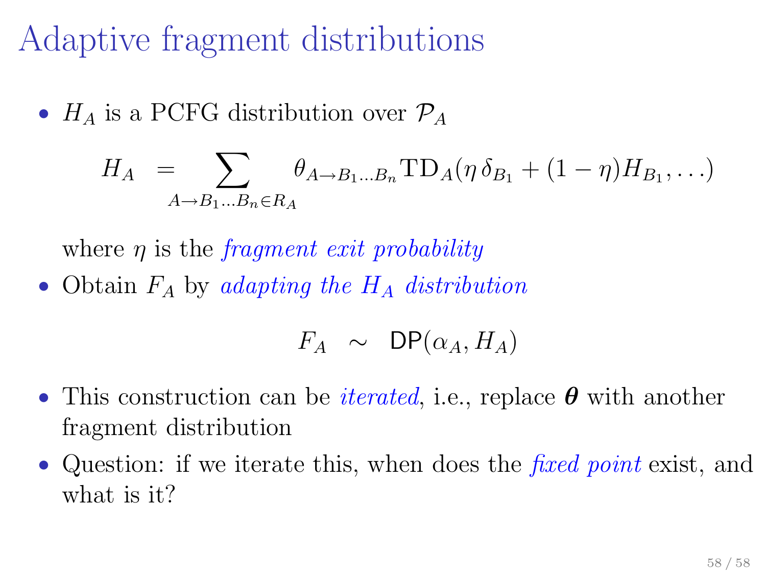# Adaptive fragment distributions

- $H_A$ is a PCFG distribution over $\mathcal{P}_A$

$$H_A = \sum_{A \to B_1 \dots B_n \in R_A} \theta_{A \to B_1 \dots B_n} \mathrm{TD}_A(\eta\, \delta_{B_1} + (1-\eta) H_{B_1}, \dots)$$

  where $\eta$ is the *fragment exit probability*

- Obtain $F_A$ by *adapting the $H_A$ distribution*

$$F_A \sim \mathsf{DP}(\alpha_A, H_A)$$

- This construction can be *iterated*, i.e., replace $\boldsymbol{\theta}$ with another fragment distribution
- Question: if we iterate this, when does the *fixed point* exist, and what is it?